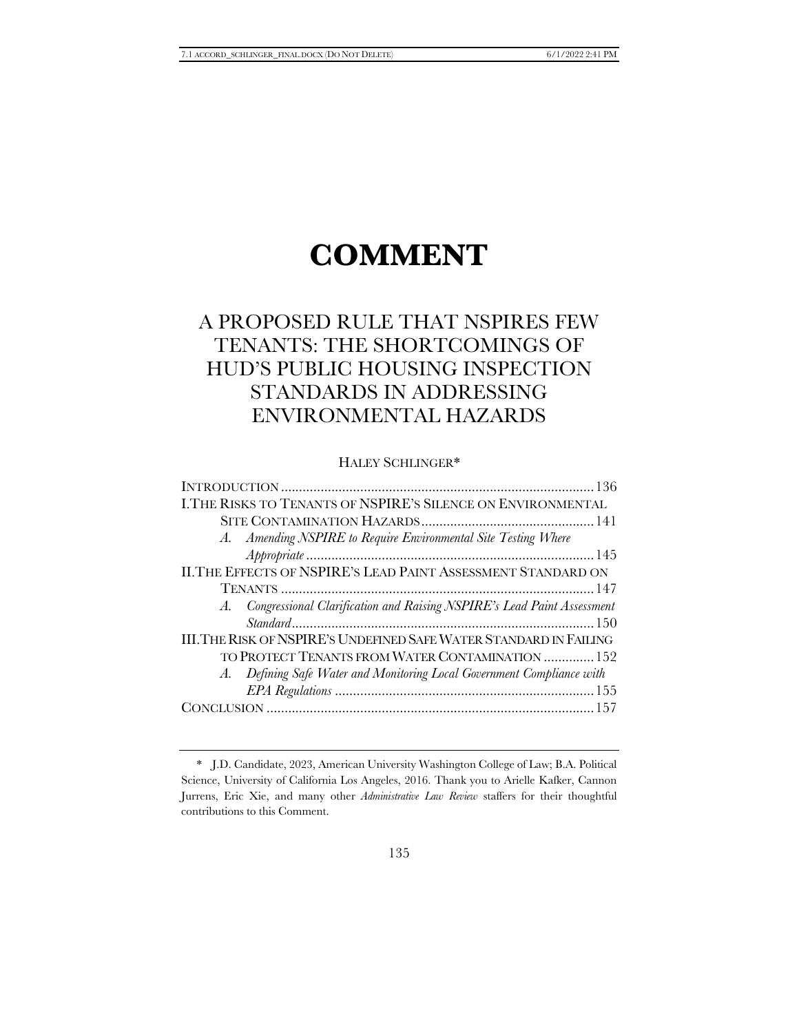# COMMENT

## A PROPOSED RULE THAT NSPIRES FEW TENANTS: THE SHORTCOMINGS OF HUD'S PUBLIC HOUSING INSPECTION STANDARDS IN ADDRESSING ENVIRONMENTAL HAZARDS

HALEY SCHLINGER*

| | |
|---|---|
| INTRODUCTION | 136 |
| I. THE RISKS TO TENANTS OF NSPIRE'S SILENCE ON ENVIRONMENTAL SITE CONTAMINATION HAZARDS | 141 |
| A. *Amending NSPIRE to Require Environmental Site Testing Where Appropriate* | 145 |
| II. THE EFFECTS OF NSPIRE'S LEAD PAINT ASSESSMENT STANDARD ON TENANTS | 147 |
| A. *Congressional Clarification and Raising NSPIRE's Lead Paint Assessment Standard* | 150 |
| III. THE RISK OF NSPIRE'S UNDEFINED SAFE WATER STANDARD IN FAILING TO PROTECT TENANTS FROM WATER CONTAMINATION | 152 |
| A. *Defining Safe Water and Monitoring Local Government Compliance with EPA Regulations* | 155 |
| CONCLUSION | 157 |

\* J.D. Candidate, 2023, American University Washington College of Law; B.A. Political Science, University of California Los Angeles, 2016. Thank you to Arielle Kafker, Cannon Jurrens, Eric Xie, and many other *Administrative Law Review* staffers for their thoughtful contributions to this Comment.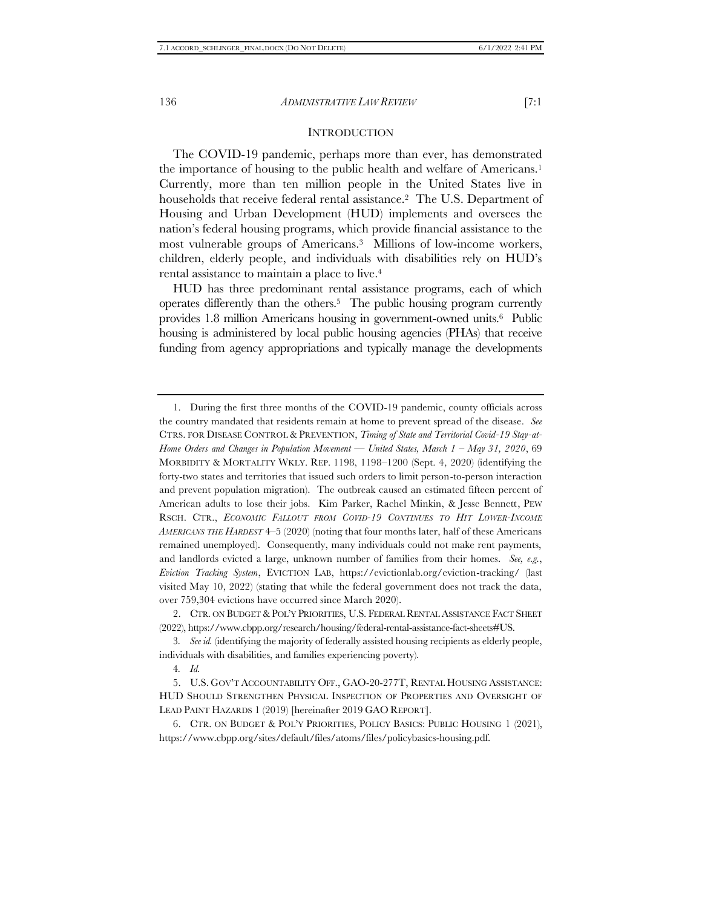## INTRODUCTION

The COVID-19 pandemic, perhaps more than ever, has demonstrated the importance of housing to the public health and welfare of Americans.[1] Currently, more than ten million people in the United States live in households that receive federal rental assistance.[2] The U.S. Department of Housing and Urban Development (HUD) implements and oversees the nation's federal housing programs, which provide financial assistance to the most vulnerable groups of Americans.[3] Millions of low-income workers, children, elderly people, and individuals with disabilities rely on HUD's rental assistance to maintain a place to live.[4]

HUD has three predominant rental assistance programs, each of which operates differently than the others.[5] The public housing program currently provides 1.8 million Americans housing in government-owned units.[6] Public housing is administered by local public housing agencies (PHAs) that receive funding from agency appropriations and typically manage the developments

---

1. During the first three months of the COVID-19 pandemic, county officials across the country mandated that residents remain at home to prevent spread of the disease. *See* CTRS. FOR DISEASE CONTROL & PREVENTION, *Timing of State and Territorial Covid-19 Stay-at-Home Orders and Changes in Population Movement — United States, March 1 – May 31, 2020*, 69 MORBIDITY & MORTALITY WKLY. REP. 1198, 1198–1200 (Sept. 4, 2020) (identifying the forty-two states and territories that issued such orders to limit person-to-person interaction and prevent population migration). The outbreak caused an estimated fifteen percent of American adults to lose their jobs. Kim Parker, Rachel Minkin, & Jesse Bennett, PEW RSCH. CTR., *ECONOMIC FALLOUT FROM COVID-19 CONTINUES TO HIT LOWER-INCOME AMERICANS THE HARDEST* 4–5 (2020) (noting that four months later, half of these Americans remained unemployed). Consequently, many individuals could not make rent payments, and landlords evicted a large, unknown number of families from their homes. *See, e.g.*, *Eviction Tracking System*, EVICTION LAB, https://evictionlab.org/eviction-tracking/ (last visited May 10, 2022) (stating that while the federal government does not track the data, over 759,304 evictions have occurred since March 2020).

2. CTR. ON BUDGET & POL'Y PRIORITIES, U.S. FEDERAL RENTAL ASSISTANCE FACT SHEET (2022), https://www.cbpp.org/research/housing/federal-rental-assistance-fact-sheets#US.

3. *See id.* (identifying the majority of federally assisted housing recipients as elderly people, individuals with disabilities, and families experiencing poverty).

4. *Id.*

5. U.S. GOV'T ACCOUNTABILITY OFF., GAO-20-277T, RENTAL HOUSING ASSISTANCE: HUD SHOULD STRENGTHEN PHYSICAL INSPECTION OF PROPERTIES AND OVERSIGHT OF LEAD PAINT HAZARDS 1 (2019) [hereinafter 2019 GAO REPORT].

6. CTR. ON BUDGET & POL'Y PRIORITIES, POLICY BASICS: PUBLIC HOUSING 1 (2021), https://www.cbpp.org/sites/default/files/atoms/files/policybasics-housing.pdf.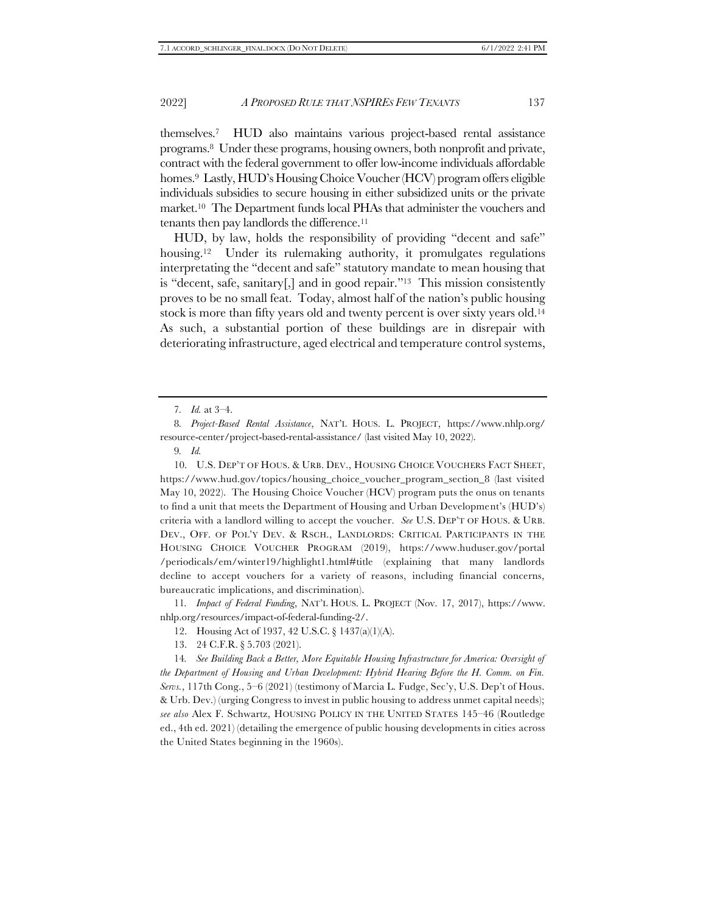themselves.[7] HUD also maintains various project-based rental assistance programs.[8] Under these programs, housing owners, both nonprofit and private, contract with the federal government to offer low-income individuals affordable homes.[9] Lastly, HUD's Housing Choice Voucher (HCV) program offers eligible individuals subsidies to secure housing in either subsidized units or the private market.[10] The Department funds local PHAs that administer the vouchers and tenants then pay landlords the difference.[11]

HUD, by law, holds the responsibility of providing "decent and safe" housing.[12] Under its rulemaking authority, it promulgates regulations interpreting the "decent and safe" statutory mandate to mean housing that is "decent, safe, sanitary[,] and in good repair."[13] This mission consistently proves to be no small feat. Today, almost half of the nation's public housing stock is more than fifty years old and twenty percent is over sixty years old.[14] As such, a substantial portion of these buildings are in disrepair with deteriorating infrastructure, aged electrical and temperature control systems,

---

7. *Id.* at 3–4.

8. *Project-Based Rental Assistance*, NAT'L HOUS. L. PROJECT, https://www.nhlp.org/resource-center/project-based-rental-assistance/ (last visited May 10, 2022).

9. *Id.*

10. U.S. DEP'T OF HOUS. & URB. DEV., HOUSING CHOICE VOUCHERS FACT SHEET, https://www.hud.gov/topics/housing_choice_voucher_program_section_8 (last visited May 10, 2022). The Housing Choice Voucher (HCV) program puts the onus on tenants to find a unit that meets the Department of Housing and Urban Development's (HUD's) criteria with a landlord willing to accept the voucher. *See* U.S. DEP'T OF HOUS. & URB. DEV., OFF. OF POL'Y DEV. & RSCH., LANDLORDS: CRITICAL PARTICIPANTS IN THE HOUSING CHOICE VOUCHER PROGRAM (2019), https://www.huduser.gov/portal/periodicals/em/winter19/highlight1.html#title (explaining that many landlords decline to accept vouchers for a variety of reasons, including financial concerns, bureaucratic implications, and discrimination).

11. *Impact of Federal Funding*, NAT'L HOUS. L. PROJECT (Nov. 17, 2017), https://www.nhlp.org/resources/impact-of-federal-funding-2/.

12. Housing Act of 1937, 42 U.S.C. § 1437(a)(1)(A).

13. 24 C.F.R. § 5.703 (2021).

14. *See Building Back a Better, More Equitable Housing Infrastructure for America: Oversight of the Department of Housing and Urban Development: Hybrid Hearing Before the H. Comm. on Fin. Servs.*, 117th Cong., 5–6 (2021) (testimony of Marcia L. Fudge, Sec'y, U.S. Dep't of Hous. & Urb. Dev.) (urging Congress to invest in public housing to address unmet capital needs); *see also* Alex F. Schwartz, HOUSING POLICY IN THE UNITED STATES 145–46 (Routledge ed., 4th ed. 2021) (detailing the emergence of public housing developments in cities across the United States beginning in the 1960s).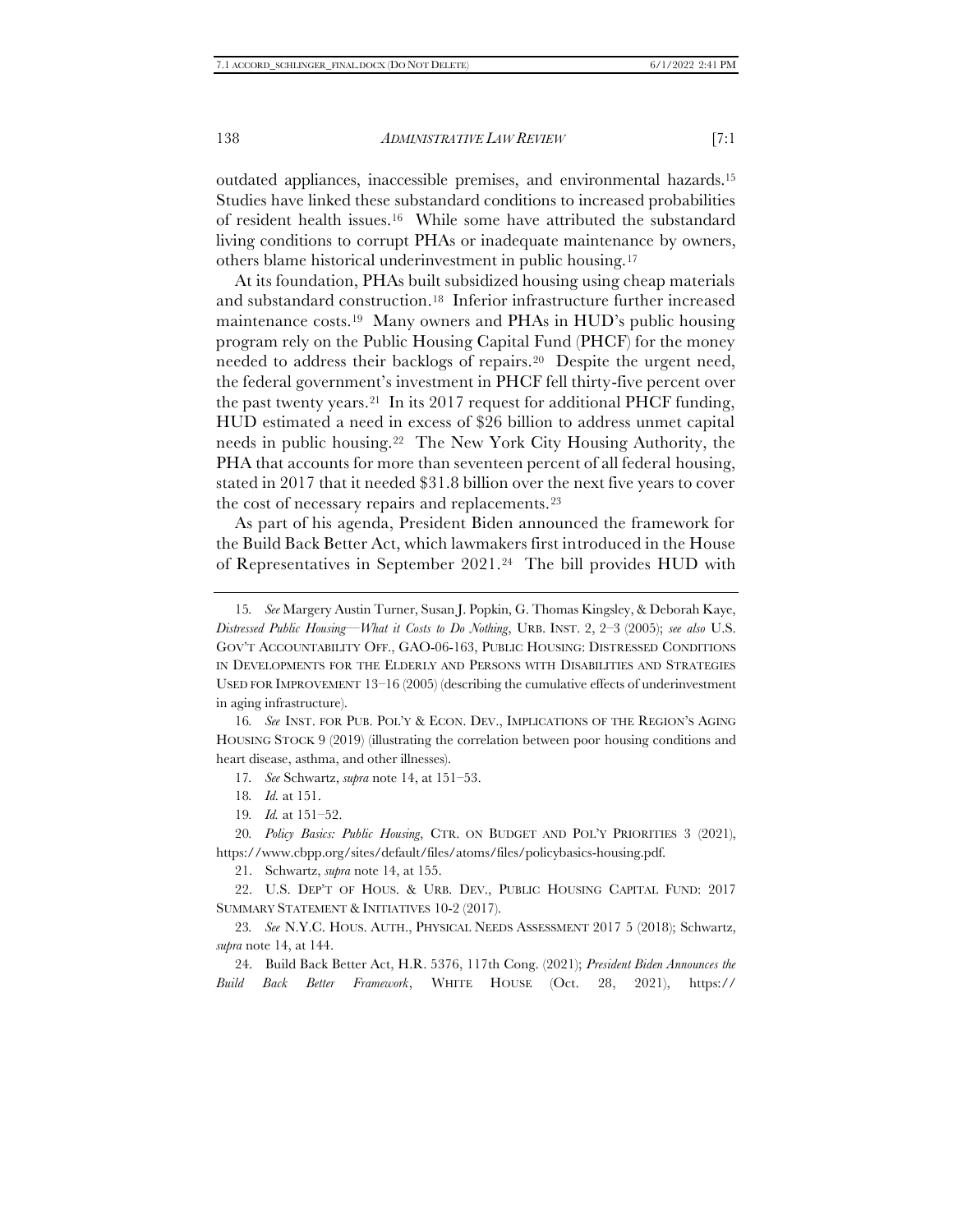outdated appliances, inaccessible premises, and environmental hazards.[15] Studies have linked these substandard conditions to increased probabilities of resident health issues.[16] While some have attributed the substandard living conditions to corrupt PHAs or inadequate maintenance by owners, others blame historical underinvestment in public housing.[17]

At its foundation, PHAs built subsidized housing using cheap materials and substandard construction.[18] Inferior infrastructure further increased maintenance costs.[19] Many owners and PHAs in HUD's public housing program rely on the Public Housing Capital Fund (PHCF) for the money needed to address their backlogs of repairs.[20] Despite the urgent need, the federal government's investment in PHCF fell thirty-five percent over the past twenty years.[21] In its 2017 request for additional PHCF funding, HUD estimated a need in excess of $26 billion to address unmet capital needs in public housing.[22] The New York City Housing Authority, the PHA that accounts for more than seventeen percent of all federal housing, stated in 2017 that it needed $31.8 billion over the next five years to cover the cost of necessary repairs and replacements.[23]

As part of his agenda, President Biden announced the framework for the Build Back Better Act, which lawmakers first introduced in the House of Representatives in September 2021.[24] The bill provides HUD with

---

15. *See* Margery Austin Turner, Susan J. Popkin, G. Thomas Kingsley, & Deborah Kaye, *Distressed Public Housing—What it Costs to Do Nothing*, URB. INST. 2, 2–3 (2005); *see also* U.S. GOV'T ACCOUNTABILITY OFF., GAO-06-163, PUBLIC HOUSING: DISTRESSED CONDITIONS IN DEVELOPMENTS FOR THE ELDERLY AND PERSONS WITH DISABILITIES AND STRATEGIES USED FOR IMPROVEMENT 13–16 (2005) (describing the cumulative effects of underinvestment in aging infrastructure).

16. *See* INST. FOR PUB. POL'Y & ECON. DEV., IMPLICATIONS OF THE REGION'S AGING HOUSING STOCK 9 (2019) (illustrating the correlation between poor housing conditions and heart disease, asthma, and other illnesses).

17. *See* Schwartz, *supra* note 14, at 151–53.

18. *Id.* at 151.

19. *Id.* at 151–52.

20. *Policy Basics: Public Housing*, CTR. ON BUDGET AND POL'Y PRIORITIES 3 (2021), https://www.cbpp.org/sites/default/files/atoms/files/policybasics-housing.pdf.

21. Schwartz, *supra* note 14, at 155.

22. U.S. DEP'T OF HOUS. & URB. DEV., PUBLIC HOUSING CAPITAL FUND: 2017 SUMMARY STATEMENT & INITIATIVES 10-2 (2017).

23. *See* N.Y.C. HOUS. AUTH., PHYSICAL NEEDS ASSESSMENT 2017 5 (2018); Schwartz, *supra* note 14, at 144.

24. Build Back Better Act, H.R. 5376, 117th Cong. (2021); *President Biden Announces the Build Back Better Framework*, WHITE HOUSE (Oct. 28, 2021), https://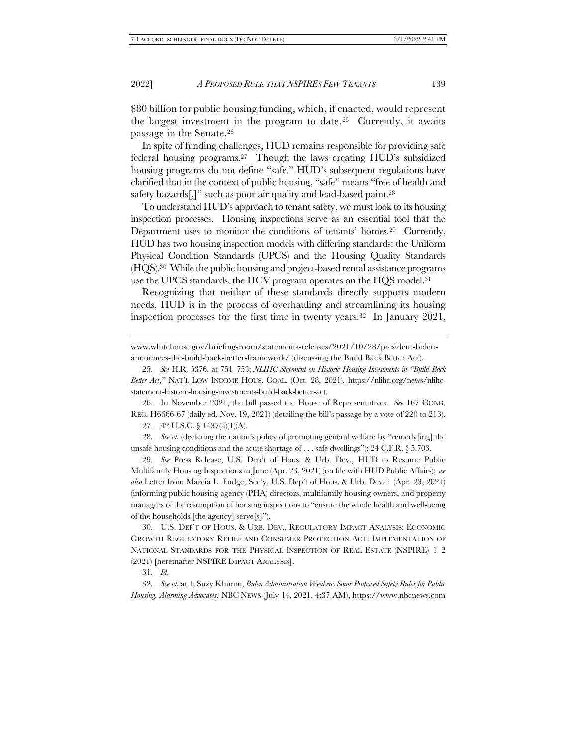$80 billion for public housing funding, which, if enacted, would represent the largest investment in the program to date.[25] Currently, it awaits passage in the Senate.[26]

In spite of funding challenges, HUD remains responsible for providing safe federal housing programs.[27] Though the laws creating HUD's subsidized housing programs do not define "safe," HUD's subsequent regulations have clarified that in the context of public housing, "safe" means "free of health and safety hazards[,]" such as poor air quality and lead-based paint.[28]

To understand HUD's approach to tenant safety, we must look to its housing inspection processes. Housing inspections serve as an essential tool that the Department uses to monitor the conditions of tenants' homes.[29] Currently, HUD has two housing inspection models with differing standards: the Uniform Physical Condition Standards (UPCS) and the Housing Quality Standards (HQS).[30] While the public housing and project-based rental assistance programs use the UPCS standards, the HCV program operates on the HQS model.[31]

Recognizing that neither of these standards directly supports modern needs, HUD is in the process of overhauling and streamlining its housing inspection processes for the first time in twenty years.[32] In January 2021,

---

www.whitehouse.gov/briefing-room/statements-releases/2021/10/28/president-biden-announces-the-build-back-better-framework/ (discussing the Build Back Better Act).

25. *See* H.R. 5376, at 751–753; *NLIHC Statement on Historic Housing Investments in "Build Back Better Act*,*"* NAT'L LOW INCOME HOUS. COAL. (Oct. 28, 2021), https://nlihc.org/news/nlihc-statement-historic-housing-investments-build-back-better-act.

26. In November 2021, the bill passed the House of Representatives. *See* 167 CONG. REC. H6666-67 (daily ed. Nov. 19, 2021) (detailing the bill's passage by a vote of 220 to 213).

27. 42 U.S.C. § 1437(a)(1)(A).

28. *See id.* (declaring the nation's policy of promoting general welfare by "remedy[ing] the unsafe housing conditions and the acute shortage of . . . safe dwellings"); 24 C.F.R. § 5.703.

29. *See* Press Release, U.S. Dep't of Hous. & Urb. Dev., HUD to Resume Public Multifamily Housing Inspections in June (Apr. 23, 2021) (on file with HUD Public Affairs); *see also* Letter from Marcia L. Fudge, Sec'y, U.S. Dep't of Hous. & Urb. Dev. 1 (Apr. 23, 2021) (informing public housing agency (PHA) directors, multifamily housing owners, and property managers of the resumption of housing inspections to "ensure the whole health and well-being of the households [the agency] serve[s]").

30. U.S. DEP'T OF HOUS. & URB. DEV., REGULATORY IMPACT ANALYSIS: ECONOMIC GROWTH REGULATORY RELIEF AND CONSUMER PROTECTION ACT: IMPLEMENTATION OF NATIONAL STANDARDS FOR THE PHYSICAL INSPECTION OF REAL ESTATE (NSPIRE) 1–2 (2021) [hereinafter NSPIRE IMPACT ANALYSIS].

31. *Id*.

32. *See id.* at 1; Suzy Khimm, *Biden Administration Weakens Some Proposed Safety Rules for Public Housing, Alarming Advocates*, NBC NEWS (July 14, 2021, 4:37 AM), https://www.nbcnews.com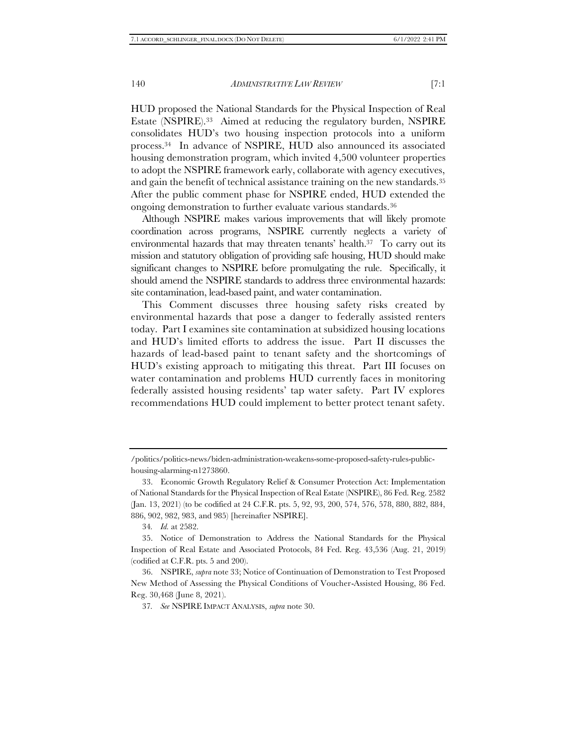HUD proposed the National Standards for the Physical Inspection of Real Estate (NSPIRE).[33] Aimed at reducing the regulatory burden, NSPIRE consolidates HUD's two housing inspection protocols into a uniform process.[34] In advance of NSPIRE, HUD also announced its associated housing demonstration program, which invited 4,500 volunteer properties to adopt the NSPIRE framework early, collaborate with agency executives, and gain the benefit of technical assistance training on the new standards.[35] After the public comment phase for NSPIRE ended, HUD extended the ongoing demonstration to further evaluate various standards.[36]

Although NSPIRE makes various improvements that will likely promote coordination across programs, NSPIRE currently neglects a variety of environmental hazards that may threaten tenants' health.[37] To carry out its mission and statutory obligation of providing safe housing, HUD should make significant changes to NSPIRE before promulgating the rule. Specifically, it should amend the NSPIRE standards to address three environmental hazards: site contamination, lead-based paint, and water contamination.

This Comment discusses three housing safety risks created by environmental hazards that pose a danger to federally assisted renters today. Part I examines site contamination at subsidized housing locations and HUD's limited efforts to address the issue. Part II discusses the hazards of lead-based paint to tenant safety and the shortcomings of HUD's existing approach to mitigating this threat. Part III focuses on water contamination and problems HUD currently faces in monitoring federally assisted housing residents' tap water safety. Part IV explores recommendations HUD could implement to better protect tenant safety.

---

/politics/politics-news/biden-administration-weakens-some-proposed-safety-rules-public-housing-alarming-n1273860.

33. Economic Growth Regulatory Relief & Consumer Protection Act: Implementation of National Standards for the Physical Inspection of Real Estate (NSPIRE), 86 Fed. Reg. 2582 (Jan. 13, 2021) (to be codified at 24 C.F.R. pts. 5, 92, 93, 200, 574, 576, 578, 880, 882, 884, 886, 902, 982, 983, and 985) [hereinafter NSPIRE].

34. *Id.* at 2582.

35. Notice of Demonstration to Address the National Standards for the Physical Inspection of Real Estate and Associated Protocols, 84 Fed. Reg. 43,536 (Aug. 21, 2019) (codified at C.F.R. pts. 5 and 200).

36. NSPIRE, *supra* note 33; Notice of Continuation of Demonstration to Test Proposed New Method of Assessing the Physical Conditions of Voucher-Assisted Housing, 86 Fed. Reg. 30,468 (June 8, 2021).

37. *See* NSPIRE IMPACT ANALYSIS, *supra* note 30.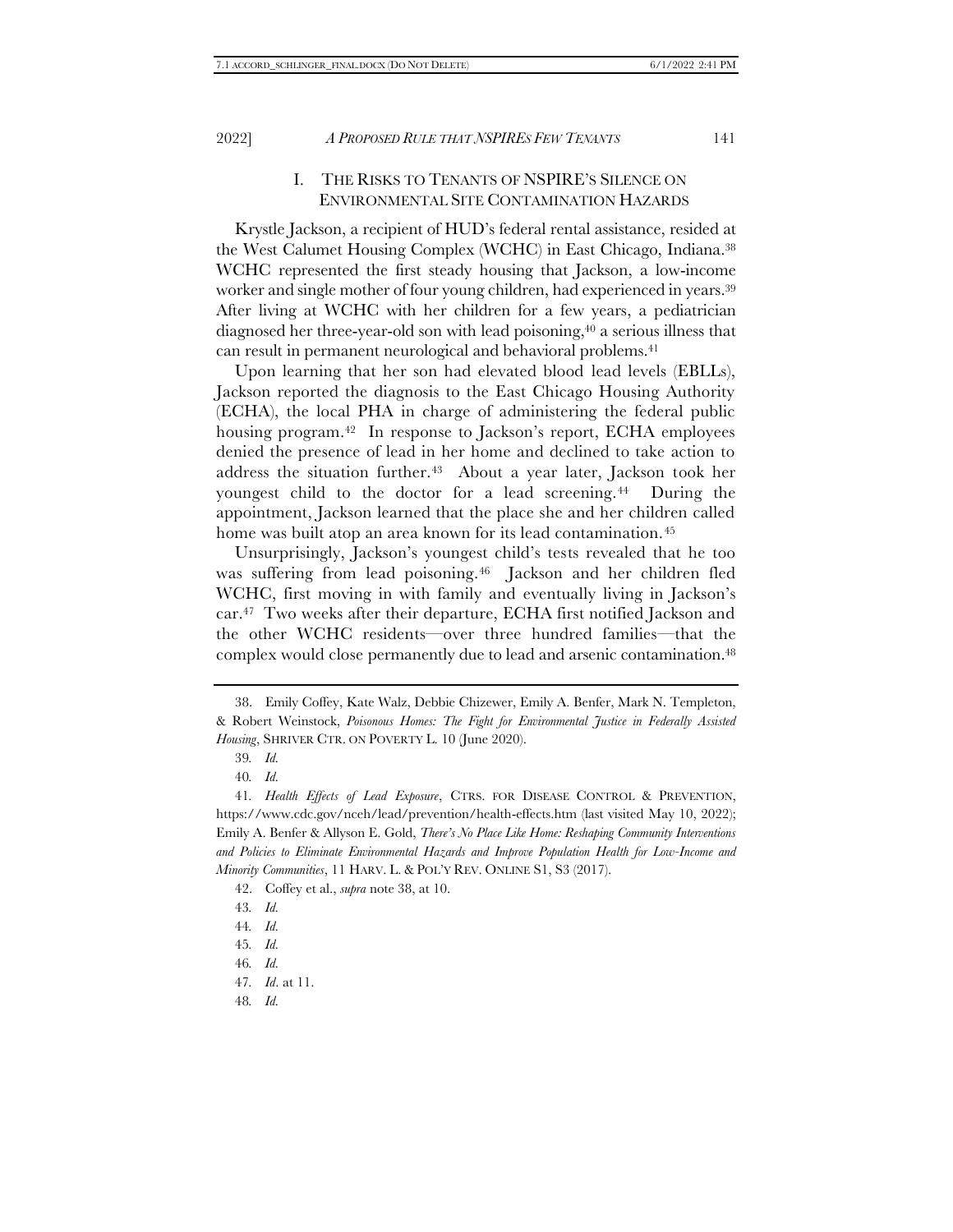## I. THE RISKS TO TENANTS OF NSPIRE'S SILENCE ON ENVIRONMENTAL SITE CONTAMINATION HAZARDS

Krystle Jackson, a recipient of HUD's federal rental assistance, resided at the West Calumet Housing Complex (WCHC) in East Chicago, Indiana.[38] WCHC represented the first steady housing that Jackson, a low-income worker and single mother of four young children, had experienced in years.[39] After living at WCHC with her children for a few years, a pediatrician diagnosed her three-year-old son with lead poisoning,[40] a serious illness that can result in permanent neurological and behavioral problems.[41]

Upon learning that her son had elevated blood lead levels (EBLLs), Jackson reported the diagnosis to the East Chicago Housing Authority (ECHA), the local PHA in charge of administering the federal public housing program.[42] In response to Jackson's report, ECHA employees denied the presence of lead in her home and declined to take action to address the situation further.[43] About a year later, Jackson took her youngest child to the doctor for a lead screening.[44] During the appointment, Jackson learned that the place she and her children called home was built atop an area known for its lead contamination.[45]

Unsurprisingly, Jackson's youngest child's tests revealed that he too was suffering from lead poisoning.[46] Jackson and her children fled WCHC, first moving in with family and eventually living in Jackson's car.[47] Two weeks after their departure, ECHA first notified Jackson and the other WCHC residents—over three hundred families—that the complex would close permanently due to lead and arsenic contamination.[48]

---

38. Emily Coffey, Kate Walz, Debbie Chizewer, Emily A. Benfer, Mark N. Templeton, & Robert Weinstock, *Poisonous Homes: The Fight for Environmental Justice in Federally Assisted Housing*, SHRIVER CTR. ON POVERTY L. 10 (June 2020).

39. *Id.*

40. *Id.*

41. *Health Effects of Lead Exposure*, CTRS. FOR DISEASE CONTROL & PREVENTION, https://www.cdc.gov/nceh/lead/prevention/health-effects.htm (last visited May 10, 2022); Emily A. Benfer & Allyson E. Gold, *There's No Place Like Home: Reshaping Community Interventions and Policies to Eliminate Environmental Hazards and Improve Population Health for Low-Income and Minority Communities*, 11 HARV. L. & POL'Y REV. ONLINE S1, S3 (2017).

42. Coffey et al., *supra* note 38, at 10.

43. *Id.*

44. *Id.*

45. *Id.*

46. *Id.*

47. *Id*. at 11.

48. *Id.*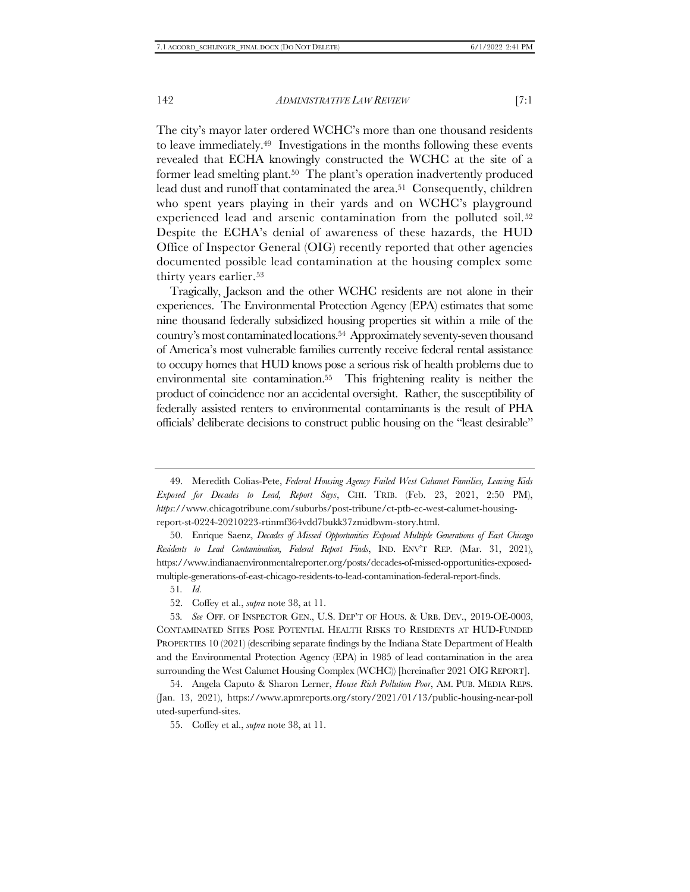The city's mayor later ordered WCHC's more than one thousand residents to leave immediately.[49] Investigations in the months following these events revealed that ECHA knowingly constructed the WCHC at the site of a former lead smelting plant.[50] The plant's operation inadvertently produced lead dust and runoff that contaminated the area.[51] Consequently, children who spent years playing in their yards and on WCHC's playground experienced lead and arsenic contamination from the polluted soil.[52] Despite the ECHA's denial of awareness of these hazards, the HUD Office of Inspector General (OIG) recently reported that other agencies documented possible lead contamination at the housing complex some thirty years earlier.[53]

Tragically, Jackson and the other WCHC residents are not alone in their experiences. The Environmental Protection Agency (EPA) estimates that some nine thousand federally subsidized housing properties sit within a mile of the country's most contaminated locations.[54] Approximately seventy-seven thousand of America's most vulnerable families currently receive federal rental assistance to occupy homes that HUD knows pose a serious risk of health problems due to environmental site contamination.[55] This frightening reality is neither the product of coincidence nor an accidental oversight. Rather, the susceptibility of federally assisted renters to environmental contaminants is the result of PHA officials' deliberate decisions to construct public housing on the "least desirable"

---

49. Meredith Colias-Pete, *Federal Housing Agency Failed West Calumet Families, Leaving Kids Exposed for Decades to Lead, Report Says*, CHI. TRIB. (Feb. 23, 2021, 2:50 PM), *https*://www.chicagotribune.com/suburbs/post-tribune/ct-ptb-ec-west-calumet-housing-report-st-0224-20210223-rtinmf364vdd7bukk37zmidbwm-story.html.

50. Enrique Saenz, *Decades of Missed Opportunities Exposed Multiple Generations of East Chicago Residents to Lead Contamination, Federal Report Finds*, IND. ENV'T REP. (Mar. 31, 2021), https://www.indianaenvironmentalreporter.org/posts/decades-of-missed-opportunities-exposed-multiple-generations-of-east-chicago-residents-to-lead-contamination-federal-report-finds.

51. *Id.*

52. Coffey et al., *supra* note 38, at 11.

53. *See* OFF. OF INSPECTOR GEN., U.S. DEP'T OF HOUS. & URB. DEV., 2019-OE-0003, CONTAMINATED SITES POSE POTENTIAL HEALTH RISKS TO RESIDENTS AT HUD-FUNDED PROPERTIES 10 (2021) (describing separate findings by the Indiana State Department of Health and the Environmental Protection Agency (EPA) in 1985 of lead contamination in the area surrounding the West Calumet Housing Complex (WCHC)) [hereinafter 2021 OIG REPORT].

54. Angela Caputo & Sharon Lerner, *House Rich Pollution Poor*, AM. PUB. MEDIA REPS. (Jan. 13, 2021), https://www.apmreports.org/story/2021/01/13/public-housing-near-polluted-superfund-sites.

55. Coffey et al., *supra* note 38, at 11.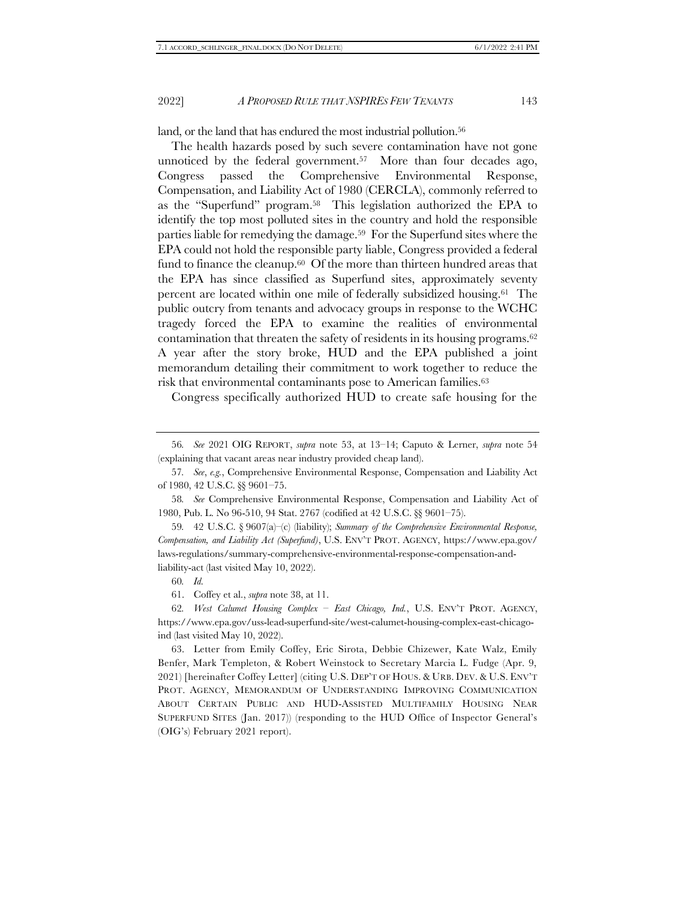land, or the land that has endured the most industrial pollution.[56]

The health hazards posed by such severe contamination have not gone unnoticed by the federal government.[57] More than four decades ago, Congress passed the Comprehensive Environmental Response, Compensation, and Liability Act of 1980 (CERCLA), commonly referred to as the "Superfund" program.[58] This legislation authorized the EPA to identify the top most polluted sites in the country and hold the responsible parties liable for remedying the damage.[59] For the Superfund sites where the EPA could not hold the responsible party liable, Congress provided a federal fund to finance the cleanup.[60] Of the more than thirteen hundred areas that the EPA has since classified as Superfund sites, approximately seventy percent are located within one mile of federally subsidized housing.[61] The public outcry from tenants and advocacy groups in response to the WCHC tragedy forced the EPA to examine the realities of environmental contamination that threaten the safety of residents in its housing programs.[62] A year after the story broke, HUD and the EPA published a joint memorandum detailing their commitment to work together to reduce the risk that environmental contaminants pose to American families.[63]

Congress specifically authorized HUD to create safe housing for the

---

56. *See* 2021 OIG REPORT, *supra* note 53, at 13–14; Caputo & Lerner, *supra* note 54 (explaining that vacant areas near industry provided cheap land).

57. *See*, *e.g.*, Comprehensive Environmental Response, Compensation and Liability Act of 1980, 42 U.S.C. §§ 9601–75.

58. *See* Comprehensive Environmental Response, Compensation and Liability Act of 1980, Pub. L. No 96-510, 94 Stat. 2767 (codified at 42 U.S.C. §§ 9601–75).

59. 42 U.S.C. § 9607(a)–(c) (liability); *Summary of the Comprehensive Environmental Response, Compensation, and Liability Act (Superfund)*, U.S. ENV'T PROT. AGENCY, https://www.epa.gov/laws-regulations/summary-comprehensive-environmental-response-compensation-and-liability-act (last visited May 10, 2022).

60. *Id.*

61. Coffey et al., *supra* note 38, at 11.

62. *West Calumet Housing Complex – East Chicago, Ind.*, U.S. ENV'T PROT. AGENCY, https://www.epa.gov/uss-lead-superfund-site/west-calumet-housing-complex-east-chicago-ind (last visited May 10, 2022).

63. Letter from Emily Coffey, Eric Sirota, Debbie Chizewer, Kate Walz, Emily Benfer, Mark Templeton, & Robert Weinstock to Secretary Marcia L. Fudge (Apr. 9, 2021) [hereinafter Coffey Letter] (citing U.S. DEP'T OF HOUS. & URB. DEV. & U.S. ENV'T PROT. AGENCY, MEMORANDUM OF UNDERSTANDING IMPROVING COMMUNICATION ABOUT CERTAIN PUBLIC AND HUD-ASSISTED MULTIFAMILY HOUSING NEAR SUPERFUND SITES (Jan. 2017)) (responding to the HUD Office of Inspector General's (OIG's) February 2021 report).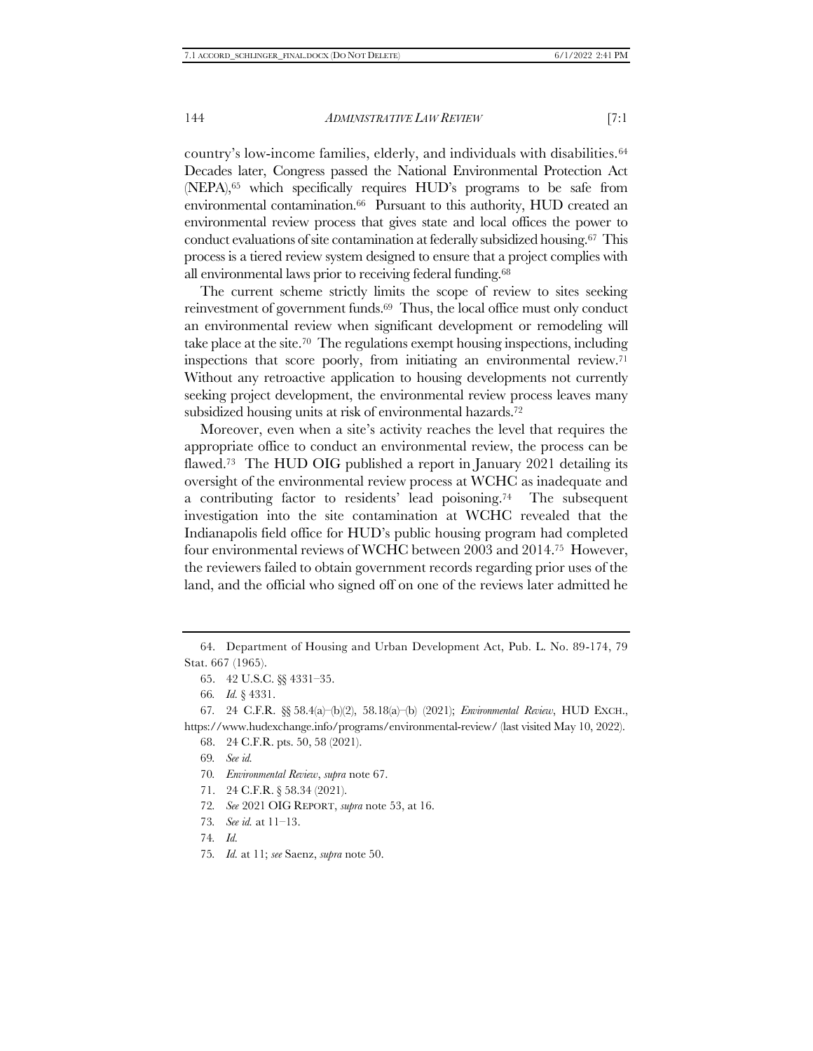country's low-income families, elderly, and individuals with disabilities.[64] Decades later, Congress passed the National Environmental Protection Act (NEPA),[65] which specifically requires HUD's programs to be safe from environmental contamination.[66] Pursuant to this authority, HUD created an environmental review process that gives state and local offices the power to conduct evaluations of site contamination at federally subsidized housing.[67] This process is a tiered review system designed to ensure that a project complies with all environmental laws prior to receiving federal funding.[68]

The current scheme strictly limits the scope of review to sites seeking reinvestment of government funds.[69] Thus, the local office must only conduct an environmental review when significant development or remodeling will take place at the site.[70] The regulations exempt housing inspections, including inspections that score poorly, from initiating an environmental review.[71] Without any retroactive application to housing developments not currently seeking project development, the environmental review process leaves many subsidized housing units at risk of environmental hazards.[72]

Moreover, even when a site's activity reaches the level that requires the appropriate office to conduct an environmental review, the process can be flawed.[73] The HUD OIG published a report in January 2021 detailing its oversight of the environmental review process at WCHC as inadequate and a contributing factor to residents' lead poisoning.[74] The subsequent investigation into the site contamination at WCHC revealed that the Indianapolis field office for HUD's public housing program had completed four environmental reviews of WCHC between 2003 and 2014.[75] However, the reviewers failed to obtain government records regarding prior uses of the land, and the official who signed off on one of the reviews later admitted he

---

64. Department of Housing and Urban Development Act, Pub. L. No. 89-174, 79 Stat. 667 (1965).

65. 42 U.S.C. §§ 4331–35.

66. *Id.* § 4331.

67. 24 C.F.R. §§ 58.4(a)–(b)(2), 58.18(a)–(b) (2021); *Environmental Review*, HUD EXCH., https://www.hudexchange.info/programs/environmental-review/ (last visited May 10, 2022).

68. 24 C.F.R. pts. 50, 58 (2021).

69. *See id.*

70. *Environmental Review*, *supra* note 67.

71. 24 C.F.R. § 58.34 (2021).

72. *See* 2021 OIG REPORT, *supra* note 53, at 16.

73. *See id.* at 11–13.

74. *Id.*

75. *Id.* at 11; *see* Saenz, *supra* note 50.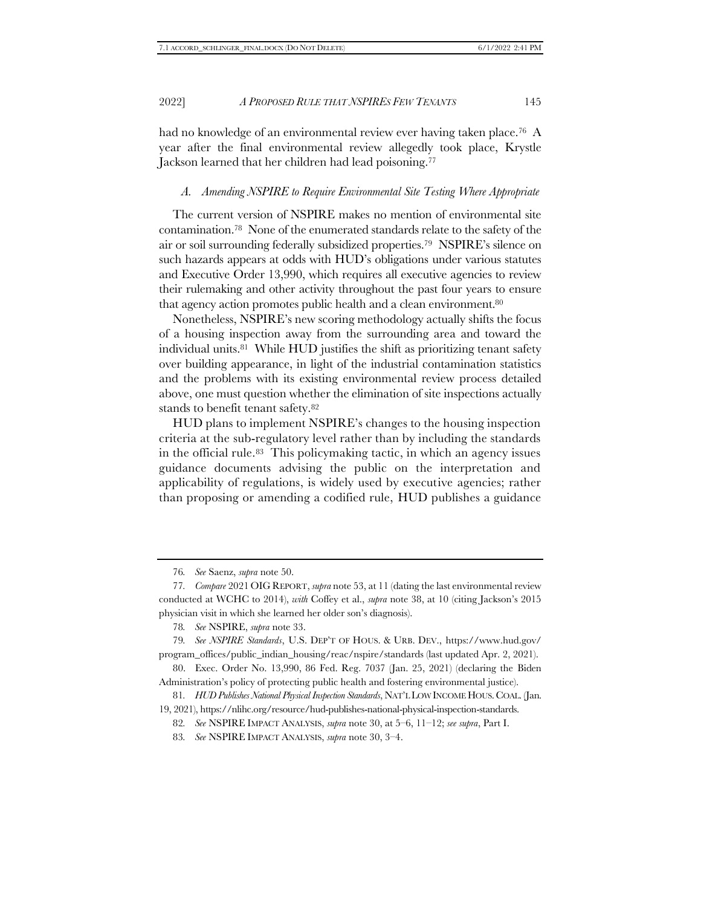had no knowledge of an environmental review ever having taken place.[76] A year after the final environmental review allegedly took place, Krystle Jackson learned that her children had lead poisoning.[77]

### *A. Amending NSPIRE to Require Environmental Site Testing Where Appropriate*

The current version of NSPIRE makes no mention of environmental site contamination.[78] None of the enumerated standards relate to the safety of the air or soil surrounding federally subsidized properties.[79] NSPIRE's silence on such hazards appears at odds with HUD's obligations under various statutes and Executive Order 13,990, which requires all executive agencies to review their rulemaking and other activity throughout the past four years to ensure that agency action promotes public health and a clean environment.[80]

Nonetheless, NSPIRE's new scoring methodology actually shifts the focus of a housing inspection away from the surrounding area and toward the individual units.[81] While HUD justifies the shift as prioritizing tenant safety over building appearance, in light of the industrial contamination statistics and the problems with its existing environmental review process detailed above, one must question whether the elimination of site inspections actually stands to benefit tenant safety.[82]

HUD plans to implement NSPIRE's changes to the housing inspection criteria at the sub-regulatory level rather than by including the standards in the official rule.[83] This policymaking tactic, in which an agency issues guidance documents advising the public on the interpretation and applicability of regulations, is widely used by executive agencies; rather than proposing or amending a codified rule, HUD publishes a guidance

---

76. *See* Saenz, *supra* note 50.

77. *Compare* 2021 OIG REPORT, *supra* note 53, at 11 (dating the last environmental review conducted at WCHC to 2014), *with* Coffey et al., *supra* note 38, at 10 (citing Jackson's 2015 physician visit in which she learned her older son's diagnosis).

78. *See* NSPIRE, *supra* note 33.

79. *See NSPIRE Standards*, U.S. DEP'T OF HOUS. & URB. DEV., https://www.hud.gov/program_offices/public_indian_housing/reac/nspire/standards (last updated Apr. 2, 2021).

80. Exec. Order No. 13,990, 86 Fed. Reg. 7037 (Jan. 25, 2021) (declaring the Biden Administration's policy of protecting public health and fostering environmental justice).

81. *HUD Publishes National Physical Inspection Standards*, NAT'L LOW INCOME HOUS. COAL. (Jan. 19, 2021), https://nlihc.org/resource/hud-publishes-national-physical-inspection-standards.

82. *See* NSPIRE IMPACT ANALYSIS, *supra* note 30, at 5–6, 11–12; *see supra*, Part I.

83. *See* NSPIRE IMPACT ANALYSIS, *supra* note 30, 3–4.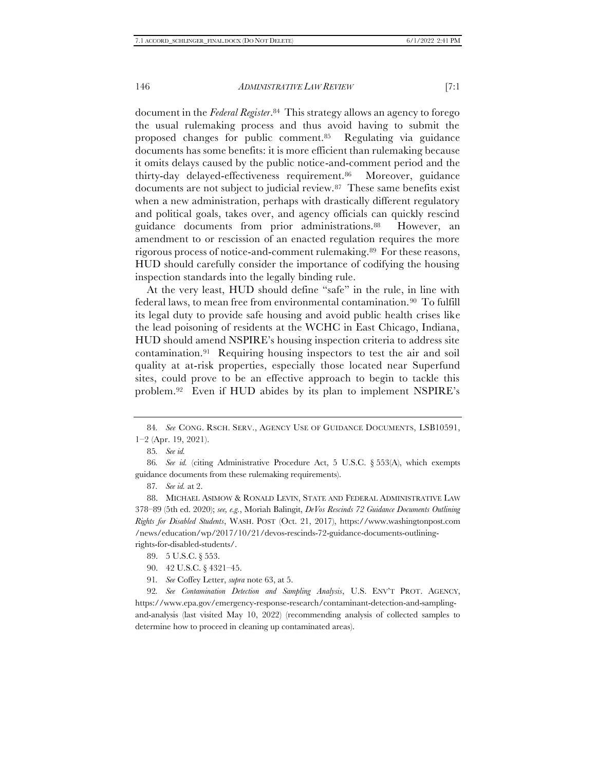document in the *Federal Register*.[84] This strategy allows an agency to forego the usual rulemaking process and thus avoid having to submit the proposed changes for public comment.[85] Regulating via guidance documents has some benefits: it is more efficient than rulemaking because it omits delays caused by the public notice-and-comment period and the thirty-day delayed-effectiveness requirement.[86] Moreover, guidance documents are not subject to judicial review.[87] These same benefits exist when a new administration, perhaps with drastically different regulatory and political goals, takes over, and agency officials can quickly rescind guidance documents from prior administrations.[88] However, an amendment to or rescission of an enacted regulation requires the more rigorous process of notice-and-comment rulemaking.[89] For these reasons, HUD should carefully consider the importance of codifying the housing inspection standards into the legally binding rule.

At the very least, HUD should define "safe" in the rule, in line with federal laws, to mean free from environmental contamination.[90] To fulfill its legal duty to provide safe housing and avoid public health crises like the lead poisoning of residents at the WCHC in East Chicago, Indiana, HUD should amend NSPIRE's housing inspection criteria to address site contamination.[91] Requiring housing inspectors to test the air and soil quality at at-risk properties, especially those located near Superfund sites, could prove to be an effective approach to begin to tackle this problem.[92] Even if HUD abides by its plan to implement NSPIRE's

---

84. *See* CONG. RSCH. SERV., AGENCY USE OF GUIDANCE DOCUMENTS, LSB10591, 1–2 (Apr. 19, 2021).

85. *See id.*

86. *See id.* (citing Administrative Procedure Act, 5 U.S.C. § 553(A), which exempts guidance documents from these rulemaking requirements).

87. *See id.* at 2.

88. MICHAEL ASIMOW & RONALD LEVIN, STATE AND FEDERAL ADMINISTRATIVE LAW 378–89 (5th ed. 2020); *see, e.g.*, Moriah Balingit, *DeVos Rescinds 72 Guidance Documents Outlining Rights for Disabled Students*, WASH. POST (Oct. 21, 2017), https://www.washingtonpost.com/news/education/wp/2017/10/21/devos-rescinds-72-guidance-documents-outlining-rights-for-disabled-students/.

89. 5 U.S.C. § 553.

90. 42 U.S.C. § 4321–45.

91. *See* Coffey Letter, *supra* note 63, at 5.

92. *See Contamination Detection and Sampling Analysis*, U.S. ENV'T PROT. AGENCY, https://www.epa.gov/emergency-response-research/contaminant-detection-and-sampling-and-analysis (last visited May 10, 2022) (recommending analysis of collected samples to determine how to proceed in cleaning up contaminated areas).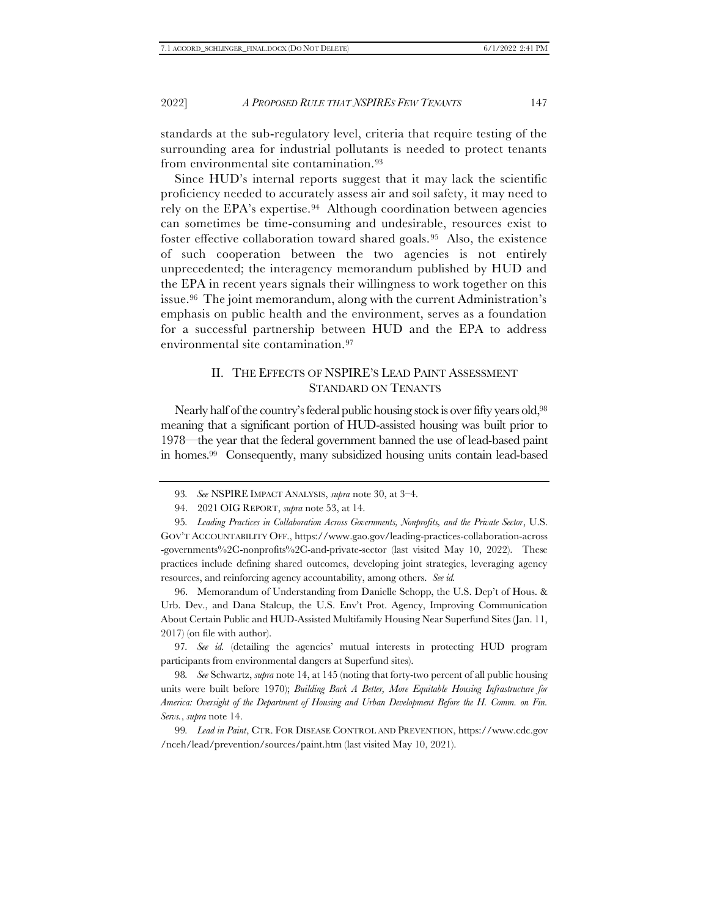standards at the sub-regulatory level, criteria that require testing of the surrounding area for industrial pollutants is needed to protect tenants from environmental site contamination.[93]

Since HUD's internal reports suggest that it may lack the scientific proficiency needed to accurately assess air and soil safety, it may need to rely on the EPA's expertise.[94] Although coordination between agencies can sometimes be time-consuming and undesirable, resources exist to foster effective collaboration toward shared goals.[95] Also, the existence of such cooperation between the two agencies is not entirely unprecedented; the interagency memorandum published by HUD and the EPA in recent years signals their willingness to work together on this issue.[96] The joint memorandum, along with the current Administration's emphasis on public health and the environment, serves as a foundation for a successful partnership between HUD and the EPA to address environmental site contamination.[97]

## II. THE EFFECTS OF NSPIRE'S LEAD PAINT ASSESSMENT STANDARD ON TENANTS

Nearly half of the country's federal public housing stock is over fifty years old,[98] meaning that a significant portion of HUD-assisted housing was built prior to 1978—the year that the federal government banned the use of lead-based paint in homes.[99] Consequently, many subsidized housing units contain lead-based

---

93. *See* NSPIRE IMPACT ANALYSIS, *supra* note 30, at 3–4.

94. 2021 OIG REPORT, *supra* note 53, at 14.

95. *Leading Practices in Collaboration Across Governments, Nonprofits, and the Private Sector*, U.S. GOV'T ACCOUNTABILITY OFF., https://www.gao.gov/leading-practices-collaboration-across-governments%2C-nonprofits%2C-and-private-sector (last visited May 10, 2022). These practices include defining shared outcomes, developing joint strategies, leveraging agency resources, and reinforcing agency accountability, among others. *See id.*

96. Memorandum of Understanding from Danielle Schopp, the U.S. Dep't of Hous. & Urb. Dev., and Dana Stalcup, the U.S. Env't Prot. Agency, Improving Communication About Certain Public and HUD-Assisted Multifamily Housing Near Superfund Sites (Jan. 11, 2017) (on file with author).

97. *See id.* (detailing the agencies' mutual interests in protecting HUD program participants from environmental dangers at Superfund sites).

98. *See* Schwartz, *supra* note 14, at 145 (noting that forty-two percent of all public housing units were built before 1970); *Building Back A Better, More Equitable Housing Infrastructure for America: Oversight of the Department of Housing and Urban Development Before the H. Comm. on Fin. Servs.*, *supra* note 14.

99. *Lead in Paint*, CTR. FOR DISEASE CONTROL AND PREVENTION, https://www.cdc.gov/nceh/lead/prevention/sources/paint.htm (last visited May 10, 2021).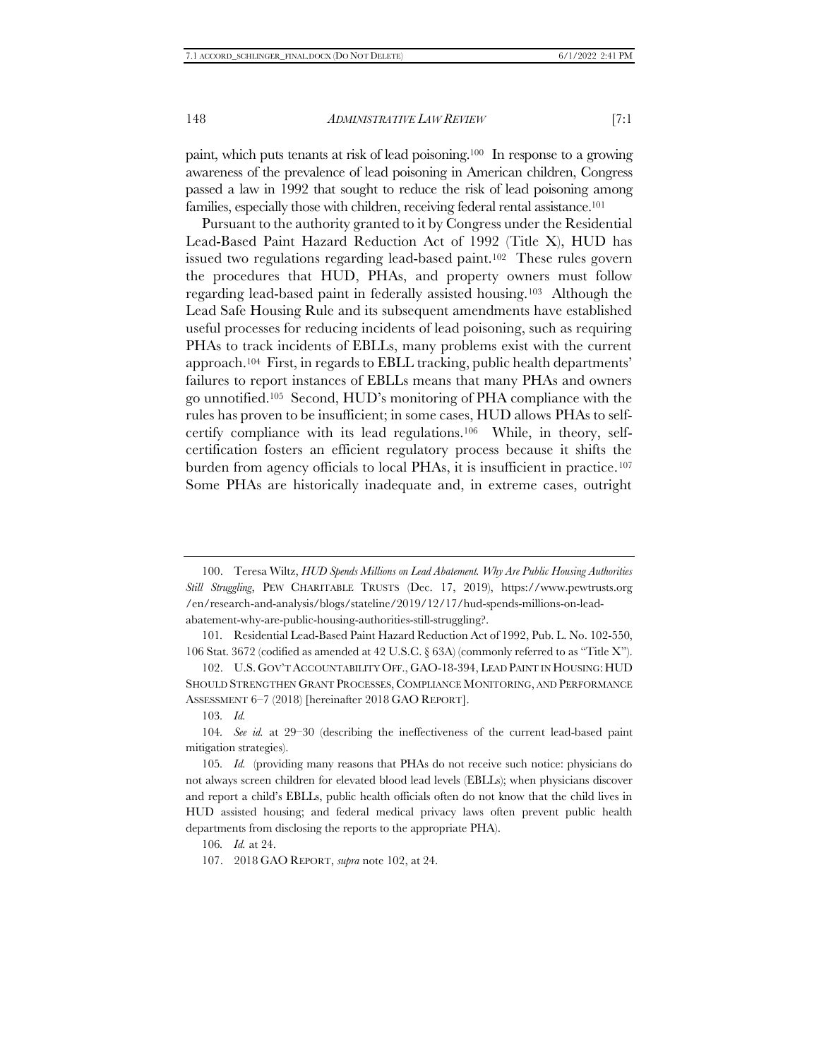paint, which puts tenants at risk of lead poisoning.[100] In response to a growing awareness of the prevalence of lead poisoning in American children, Congress passed a law in 1992 that sought to reduce the risk of lead poisoning among families, especially those with children, receiving federal rental assistance.[101]

Pursuant to the authority granted to it by Congress under the Residential Lead-Based Paint Hazard Reduction Act of 1992 (Title X), HUD has issued two regulations regarding lead-based paint.[102] These rules govern the procedures that HUD, PHAs, and property owners must follow regarding lead-based paint in federally assisted housing.[103] Although the Lead Safe Housing Rule and its subsequent amendments have established useful processes for reducing incidents of lead poisoning, such as requiring PHAs to track incidents of EBLLs, many problems exist with the current approach.[104] First, in regards to EBLL tracking, public health departments' failures to report instances of EBLLs means that many PHAs and owners go unnotified.[105] Second, HUD's monitoring of PHA compliance with the rules has proven to be insufficient; in some cases, HUD allows PHAs to self-certify compliance with its lead regulations.[106] While, in theory, self-certification fosters an efficient regulatory process because it shifts the burden from agency officials to local PHAs, it is insufficient in practice.[107] Some PHAs are historically inadequate and, in extreme cases, outright

---

100. Teresa Wiltz, *HUD Spends Millions on Lead Abatement. Why Are Public Housing Authorities Still Struggling*, PEW CHARITABLE TRUSTS (Dec. 17, 2019), https://www.pewtrusts.org/en/research-and-analysis/blogs/stateline/2019/12/17/hud-spends-millions-on-lead-abatement-why-are-public-housing-authorities-still-struggling?.

101. Residential Lead-Based Paint Hazard Reduction Act of 1992, Pub. L. No. 102-550, 106 Stat. 3672 (codified as amended at 42 U.S.C. § 63A) (commonly referred to as "Title X").

102. U.S. GOV'T ACCOUNTABILITY OFF., GAO-18-394, LEAD PAINT IN HOUSING: HUD SHOULD STRENGTHEN GRANT PROCESSES, COMPLIANCE MONITORING, AND PERFORMANCE ASSESSMENT 6–7 (2018) [hereinafter 2018 GAO REPORT].

103. *Id.*

104. *See id.* at 29–30 (describing the ineffectiveness of the current lead-based paint mitigation strategies).

105. *Id.* (providing many reasons that PHAs do not receive such notice: physicians do not always screen children for elevated blood lead levels (EBLLs); when physicians discover and report a child's EBLLs, public health officials often do not know that the child lives in HUD assisted housing; and federal medical privacy laws often prevent public health departments from disclosing the reports to the appropriate PHA).

106. *Id.* at 24.

107. 2018 GAO REPORT, *supra* note 102, at 24.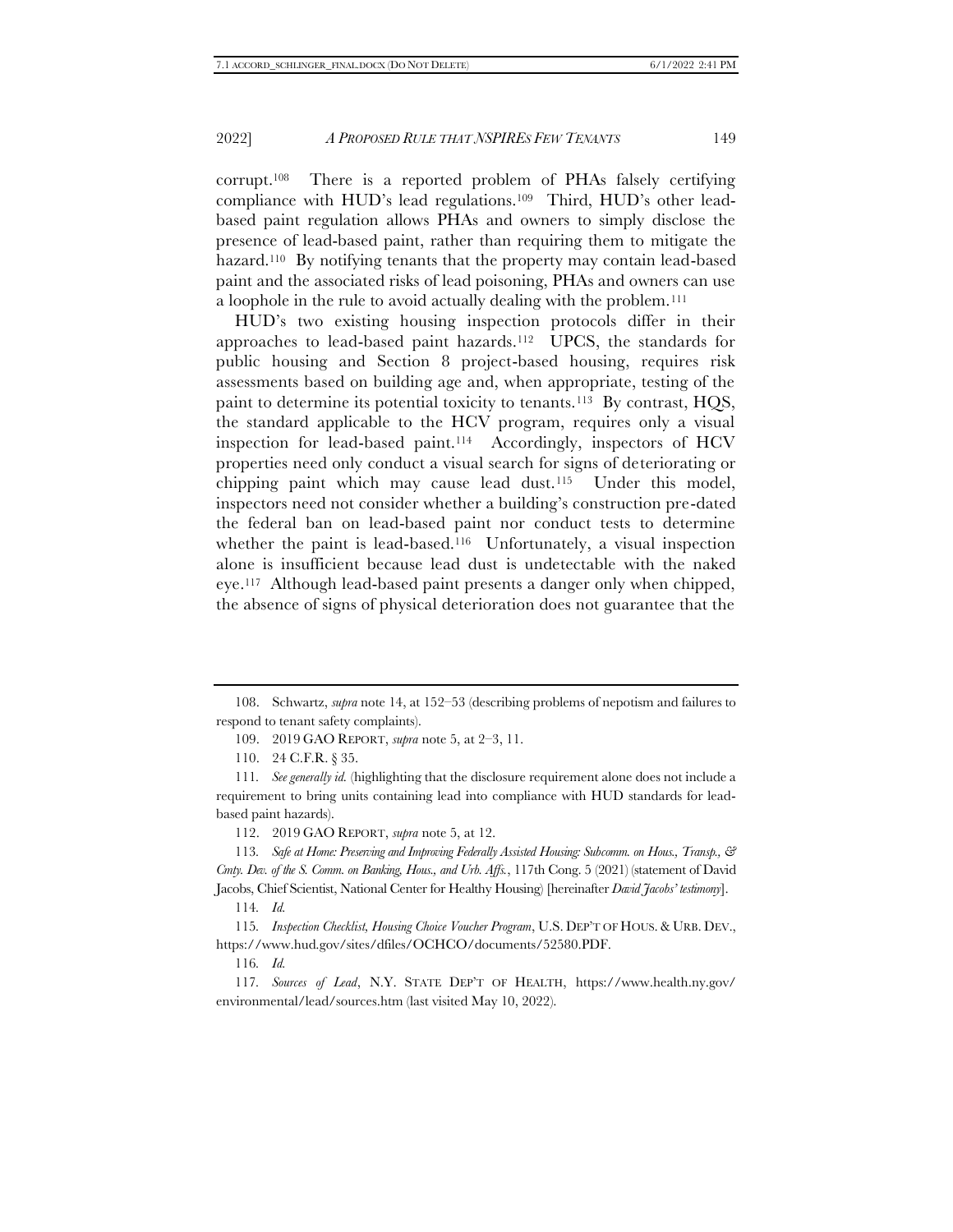corrupt.[108] There is a reported problem of PHAs falsely certifying compliance with HUD's lead regulations.[109] Third, HUD's other lead-based paint regulation allows PHAs and owners to simply disclose the presence of lead-based paint, rather than requiring them to mitigate the hazard.[110] By notifying tenants that the property may contain lead-based paint and the associated risks of lead poisoning, PHAs and owners can use a loophole in the rule to avoid actually dealing with the problem.[111]

HUD's two existing housing inspection protocols differ in their approaches to lead-based paint hazards.[112] UPCS, the standards for public housing and Section 8 project-based housing, requires risk assessments based on building age and, when appropriate, testing of the paint to determine its potential toxicity to tenants.[113] By contrast, HQS, the standard applicable to the HCV program, requires only a visual inspection for lead-based paint.[114] Accordingly, inspectors of HCV properties need only conduct a visual search for signs of deteriorating or chipping paint which may cause lead dust.[115] Under this model, inspectors need not consider whether a building's construction pre-dated the federal ban on lead-based paint nor conduct tests to determine whether the paint is lead-based.[116] Unfortunately, a visual inspection alone is insufficient because lead dust is undetectable with the naked eye.[117] Although lead-based paint presents a danger only when chipped, the absence of signs of physical deterioration does not guarantee that the

---

108. Schwartz, *supra* note 14, at 152–53 (describing problems of nepotism and failures to respond to tenant safety complaints).

109. 2019 GAO REPORT, *supra* note 5, at 2–3, 11.

110. 24 C.F.R. § 35.

111. *See generally id.* (highlighting that the disclosure requirement alone does not include a requirement to bring units containing lead into compliance with HUD standards for lead-based paint hazards).

112. 2019 GAO REPORT, *supra* note 5, at 12.

113. *Safe at Home: Preserving and Improving Federally Assisted Housing: Subcomm. on Hous., Transp., & Cmty. Dev. of the S. Comm. on Banking, Hous., and Urb. Affs.*, 117th Cong. 5 (2021) (statement of David Jacobs, Chief Scientist, National Center for Healthy Housing) [hereinafter *David Jacobs' testimony*].

114. *Id.*

115. *Inspection Checklist, Housing Choice Voucher Program*, U.S. DEP'T OF HOUS. & URB. DEV., https://www.hud.gov/sites/dfiles/OCHCO/documents/52580.PDF.

116. *Id.*

117. *Sources of Lead*, N.Y. STATE DEP'T OF HEALTH, https://www.health.ny.gov/environmental/lead/sources.htm (last visited May 10, 2022).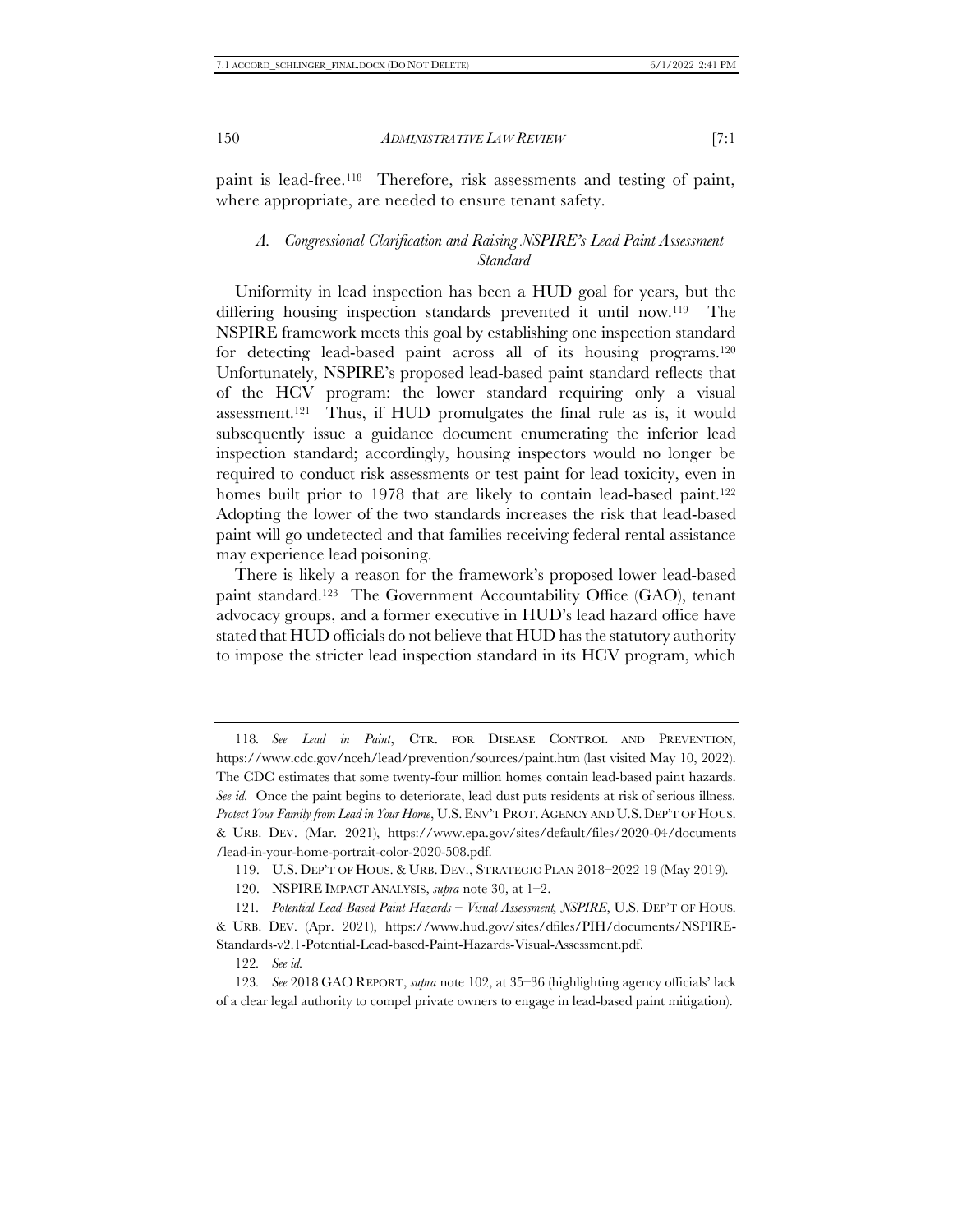paint is lead-free.[118] Therefore, risk assessments and testing of paint, where appropriate, are needed to ensure tenant safety.

### *A. Congressional Clarification and Raising NSPIRE's Lead Paint Assessment Standard*

Uniformity in lead inspection has been a HUD goal for years, but the differing housing inspection standards prevented it until now.[119] The NSPIRE framework meets this goal by establishing one inspection standard for detecting lead-based paint across all of its housing programs.[120] Unfortunately, NSPIRE's proposed lead-based paint standard reflects that of the HCV program: the lower standard requiring only a visual assessment.[121] Thus, if HUD promulgates the final rule as is, it would subsequently issue a guidance document enumerating the inferior lead inspection standard; accordingly, housing inspectors would no longer be required to conduct risk assessments or test paint for lead toxicity, even in homes built prior to 1978 that are likely to contain lead-based paint.[122] Adopting the lower of the two standards increases the risk that lead-based paint will go undetected and that families receiving federal rental assistance may experience lead poisoning.

There is likely a reason for the framework's proposed lower lead-based paint standard.[123] The Government Accountability Office (GAO), tenant advocacy groups, and a former executive in HUD's lead hazard office have stated that HUD officials do not believe that HUD has the statutory authority to impose the stricter lead inspection standard in its HCV program, which

---

118. *See Lead in Paint*, CTR. FOR DISEASE CONTROL AND PREVENTION, https://www.cdc.gov/nceh/lead/prevention/sources/paint.htm (last visited May 10, 2022). The CDC estimates that some twenty-four million homes contain lead-based paint hazards. *See id.* Once the paint begins to deteriorate, lead dust puts residents at risk of serious illness. *Protect Your Family from Lead in Your Home*, U.S. ENV'T PROT. AGENCY AND U.S. DEP'T OF HOUS. & URB. DEV. (Mar. 2021), https://www.epa.gov/sites/default/files/2020-04/documents/lead-in-your-home-portrait-color-2020-508.pdf.

119. U.S. DEP'T OF HOUS. & URB. DEV., STRATEGIC PLAN 2018–2022 19 (May 2019).

120. NSPIRE IMPACT ANALYSIS, *supra* note 30, at 1–2.

121. *Potential Lead-Based Paint Hazards – Visual Assessment, NSPIRE*, U.S. DEP'T OF HOUS. & URB. DEV. (Apr. 2021), https://www.hud.gov/sites/dfiles/PIH/documents/NSPIRE-Standards-v2.1-Potential-Lead-based-Paint-Hazards-Visual-Assessment.pdf.

122. *See id.*

123. *See* 2018 GAO REPORT, *supra* note 102, at 35–36 (highlighting agency officials' lack of a clear legal authority to compel private owners to engage in lead-based paint mitigation).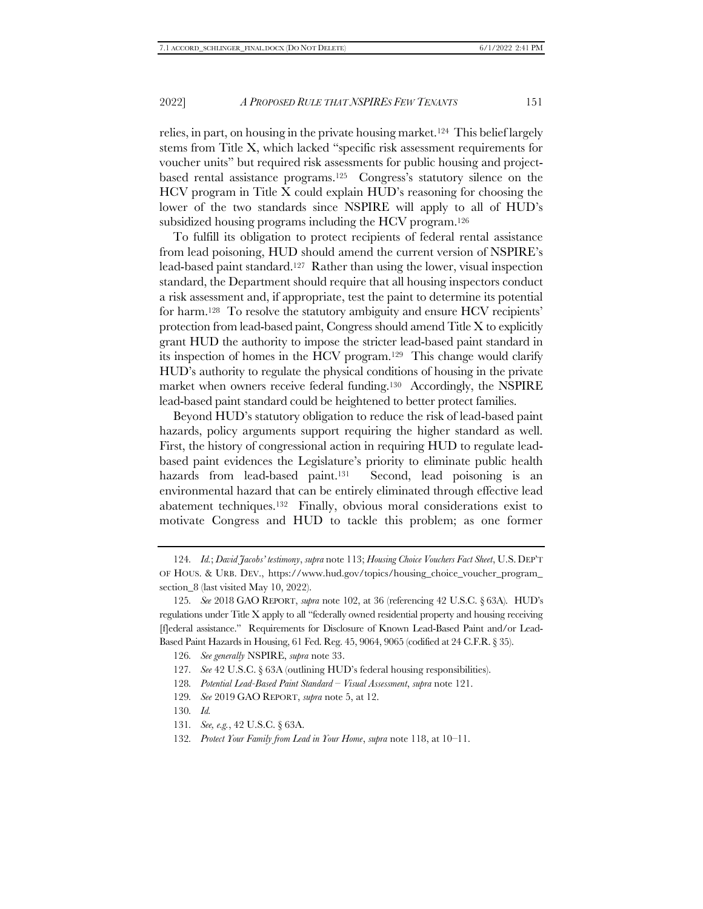relies, in part, on housing in the private housing market.[124] This belief largely stems from Title X, which lacked "specific risk assessment requirements for voucher units" but required risk assessments for public housing and project-based rental assistance programs.[125] Congress's statutory silence on the HCV program in Title X could explain HUD's reasoning for choosing the lower of the two standards since NSPIRE will apply to all of HUD's subsidized housing programs including the HCV program.[126]

To fulfill its obligation to protect recipients of federal rental assistance from lead poisoning, HUD should amend the current version of NSPIRE's lead-based paint standard.[127] Rather than using the lower, visual inspection standard, the Department should require that all housing inspectors conduct a risk assessment and, if appropriate, test the paint to determine its potential for harm.[128] To resolve the statutory ambiguity and ensure HCV recipients' protection from lead-based paint, Congress should amend Title X to explicitly grant HUD the authority to impose the stricter lead-based paint standard in its inspection of homes in the HCV program.[129] This change would clarify HUD's authority to regulate the physical conditions of housing in the private market when owners receive federal funding.[130] Accordingly, the NSPIRE lead-based paint standard could be heightened to better protect families.

Beyond HUD's statutory obligation to reduce the risk of lead-based paint hazards, policy arguments support requiring the higher standard as well. First, the history of congressional action in requiring HUD to regulate lead-based paint evidences the Legislature's priority to eliminate public health hazards from lead-based paint.[131] Second, lead poisoning is an environmental hazard that can be entirely eliminated through effective lead abatement techniques.[132] Finally, obvious moral considerations exist to motivate Congress and HUD to tackle this problem; as one former

---

124. *Id.*; *David Jacobs' testimony*, *supra* note 113; *Housing Choice Vouchers Fact Sheet*, U.S. DEP'T OF HOUS. & URB. DEV., https://www.hud.gov/topics/housing_choice_voucher_program_section_8 (last visited May 10, 2022).

125. *See* 2018 GAO REPORT, *supra* note 102, at 36 (referencing 42 U.S.C. § 63A). HUD's regulations under Title X apply to all "federally owned residential property and housing receiving [f]ederal assistance." Requirements for Disclosure of Known Lead-Based Paint and/or Lead-Based Paint Hazards in Housing, 61 Fed. Reg. 45, 9064, 9065 (codified at 24 C.F.R. § 35).

126. *See generally* NSPIRE, *supra* note 33.

127. *See* 42 U.S.C. § 63A (outlining HUD's federal housing responsibilities).

128. *Potential Lead-Based Paint Standard – Visual Assessment*, *supra* note 121.

129. *See* 2019 GAO REPORT, *supra* note 5, at 12.

130. *Id.*

131. *See, e.g.*, 42 U.S.C. § 63A.

132. *Protect Your Family from Lead in Your Home*, *supra* note 118, at 10–11.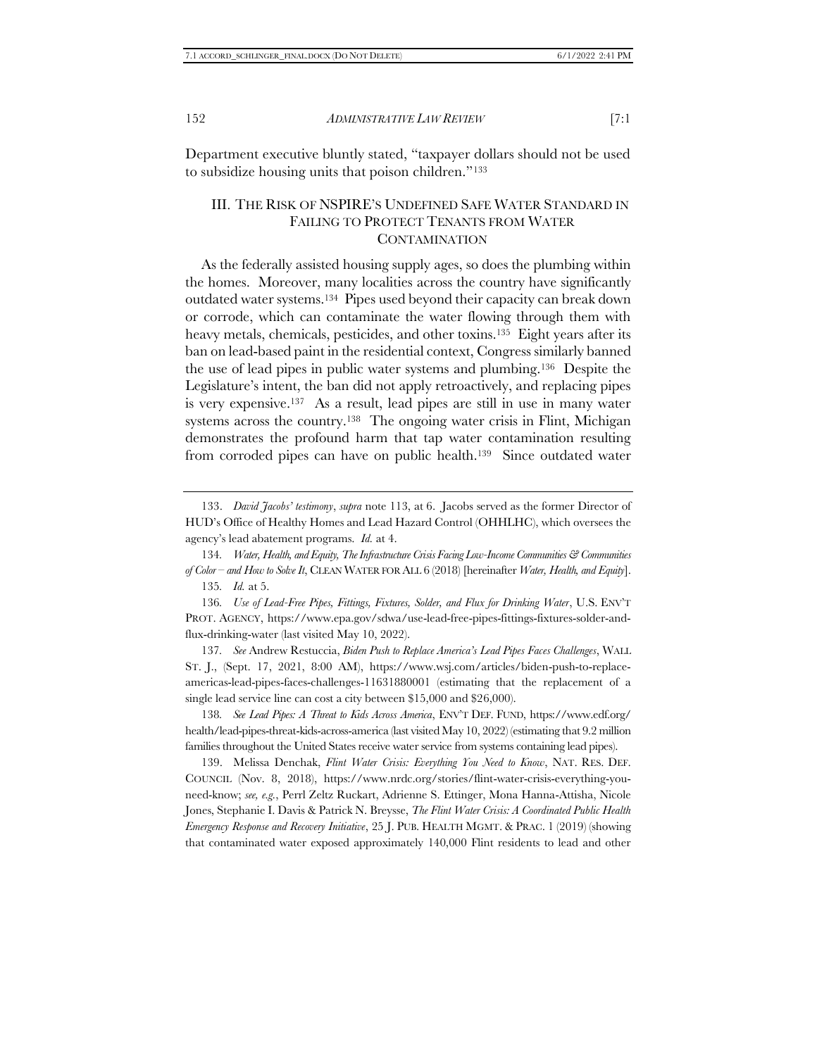Department executive bluntly stated, "taxpayer dollars should not be used to subsidize housing units that poison children."[133]

## III. The Risk of NSPIRE's Undefined Safe Water Standard in Failing to Protect Tenants from Water Contamination

As the federally assisted housing supply ages, so does the plumbing within the homes. Moreover, many localities across the country have significantly outdated water systems.[134] Pipes used beyond their capacity can break down or corrode, which can contaminate the water flowing through them with heavy metals, chemicals, pesticides, and other toxins.[135] Eight years after its ban on lead-based paint in the residential context, Congress similarly banned the use of lead pipes in public water systems and plumbing.[136] Despite the Legislature's intent, the ban did not apply retroactively, and replacing pipes is very expensive.[137] As a result, lead pipes are still in use in many water systems across the country.[138] The ongoing water crisis in Flint, Michigan demonstrates the profound harm that tap water contamination resulting from corroded pipes can have on public health.[139] Since outdated water

---

133. *David Jacobs' testimony*, *supra* note 113, at 6. Jacobs served as the former Director of HUD's Office of Healthy Homes and Lead Hazard Control (OHHLHC), which oversees the agency's lead abatement programs. *Id.* at 4.

134. *Water, Health, and Equity, The Infrastructure Crisis Facing Low-Income Communities & Communities of Color – and How to Solve It*, CLEAN WATER FOR ALL 6 (2018) [hereinafter *Water, Health, and Equity*].

135. *Id.* at 5.

136. *Use of Lead-Free Pipes, Fittings, Fixtures, Solder, and Flux for Drinking Water*, U.S. ENV'T PROT. AGENCY, https://www.epa.gov/sdwa/use-lead-free-pipes-fittings-fixtures-solder-and-flux-drinking-water (last visited May 10, 2022).

137. *See* Andrew Restuccia, *Biden Push to Replace America's Lead Pipes Faces Challenges*, WALL ST. J., (Sept. 17, 2021, 8:00 AM), https://www.wsj.com/articles/biden-push-to-replace-americas-lead-pipes-faces-challenges-11631880001 (estimating that the replacement of a single lead service line can cost a city between $15,000 and $26,000).

138. *See Lead Pipes: A Threat to Kids Across America*, ENV'T DEF. FUND, https://www.edf.org/health/lead-pipes-threat-kids-across-america (last visited May 10, 2022) (estimating that 9.2 million families throughout the United States receive water service from systems containing lead pipes).

139. Melissa Denchak, *Flint Water Crisis: Everything You Need to Know*, NAT. RES. DEF. COUNCIL (Nov. 8, 2018), https://www.nrdc.org/stories/flint-water-crisis-everything-you-need-know; *see, e.g.*, Perrl Zeltz Ruckart, Adrienne S. Ettinger, Mona Hanna-Attisha, Nicole Jones, Stephanie I. Davis & Patrick N. Breysse, *The Flint Water Crisis: A Coordinated Public Health Emergency Response and Recovery Initiative*, 25 J. PUB. HEALTH MGMT. & PRAC. 1 (2019) (showing that contaminated water exposed approximately 140,000 Flint residents to lead and other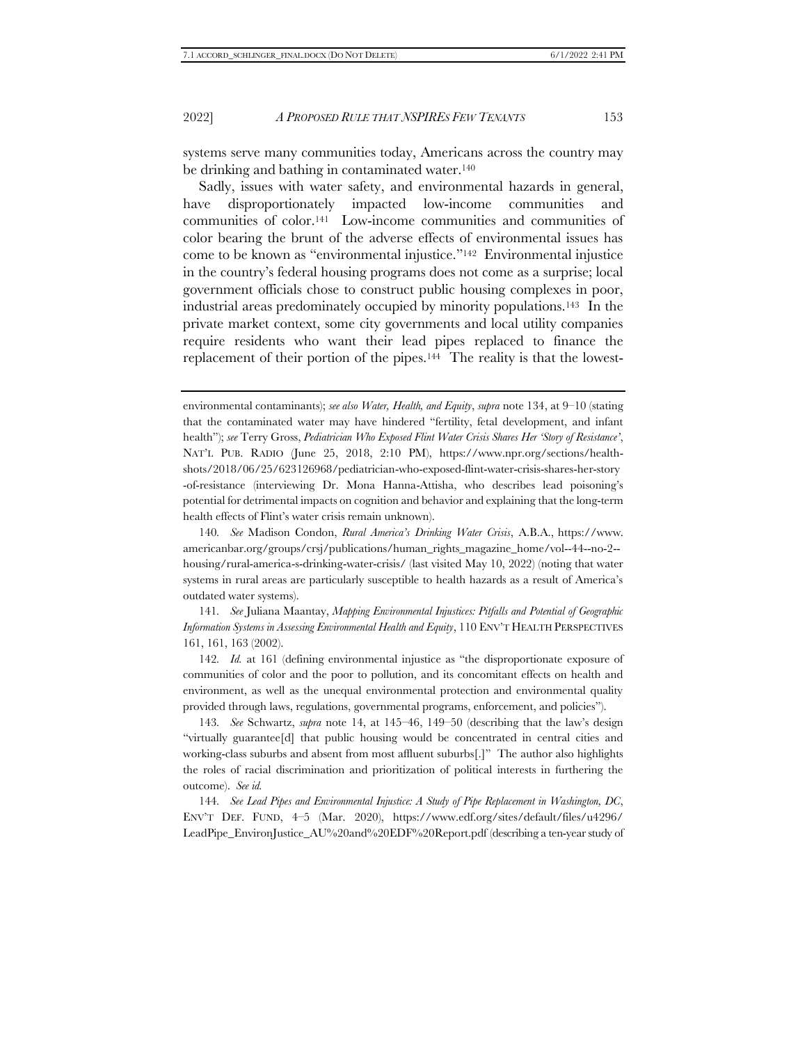systems serve many communities today, Americans across the country may be drinking and bathing in contaminated water.[140]

Sadly, issues with water safety, and environmental hazards in general, have disproportionately impacted low-income communities and communities of color.[141] Low-income communities and communities of color bearing the brunt of the adverse effects of environmental issues has come to be known as "environmental injustice."[142] Environmental injustice in the country's federal housing programs does not come as a surprise; local government officials chose to construct public housing complexes in poor, industrial areas predominately occupied by minority populations.[143] In the private market context, some city governments and local utility companies require residents who want their lead pipes replaced to finance the replacement of their portion of the pipes.[144] The reality is that the lowest-

---

environmental contaminants); *see also Water, Health, and Equity*, *supra* note 134, at 9–10 (stating that the contaminated water may have hindered "fertility, fetal development, and infant health"); *see* Terry Gross, *Pediatrician Who Exposed Flint Water Crisis Shares Her 'Story of Resistance'*, NAT'L PUB. RADIO (June 25, 2018, 2:10 PM), https://www.npr.org/sections/health-shots/2018/06/25/623126968/pediatrician-who-exposed-flint-water-crisis-shares-her-story-of-resistance (interviewing Dr. Mona Hanna-Attisha, who describes lead poisoning's potential for detrimental impacts on cognition and behavior and explaining that the long-term health effects of Flint's water crisis remain unknown).

140. *See* Madison Condon, *Rural America's Drinking Water Crisis*, A.B.A., https://www.americanbar.org/groups/crsj/publications/human_rights_magazine_home/vol--44--no-2--housing/rural-america-s-drinking-water-crisis/ (last visited May 10, 2022) (noting that water systems in rural areas are particularly susceptible to health hazards as a result of America's outdated water systems).

141. *See* Juliana Maantay, *Mapping Environmental Injustices: Pitfalls and Potential of Geographic Information Systems in Assessing Environmental Health and Equity*, 110 ENV'T HEALTH PERSPECTIVES 161, 161, 163 (2002).

142. *Id.* at 161 (defining environmental injustice as "the disproportionate exposure of communities of color and the poor to pollution, and its concomitant effects on health and environment, as well as the unequal environmental protection and environmental quality provided through laws, regulations, governmental programs, enforcement, and policies").

143. *See* Schwartz, *supra* note 14, at 145–46, 149–50 (describing that the law's design "virtually guarantee[d] that public housing would be concentrated in central cities and working-class suburbs and absent from most affluent suburbs[.]" The author also highlights the roles of racial discrimination and prioritization of political interests in furthering the outcome). *See id.*

144. *See Lead Pipes and Environmental Injustice: A Study of Pipe Replacement in Washington, DC*, ENV'T DEF. FUND, 4–5 (Mar. 2020), https://www.edf.org/sites/default/files/u4296/LeadPipe_EnvironJustice_AU%20and%20EDF%20Report.pdf (describing a ten-year study of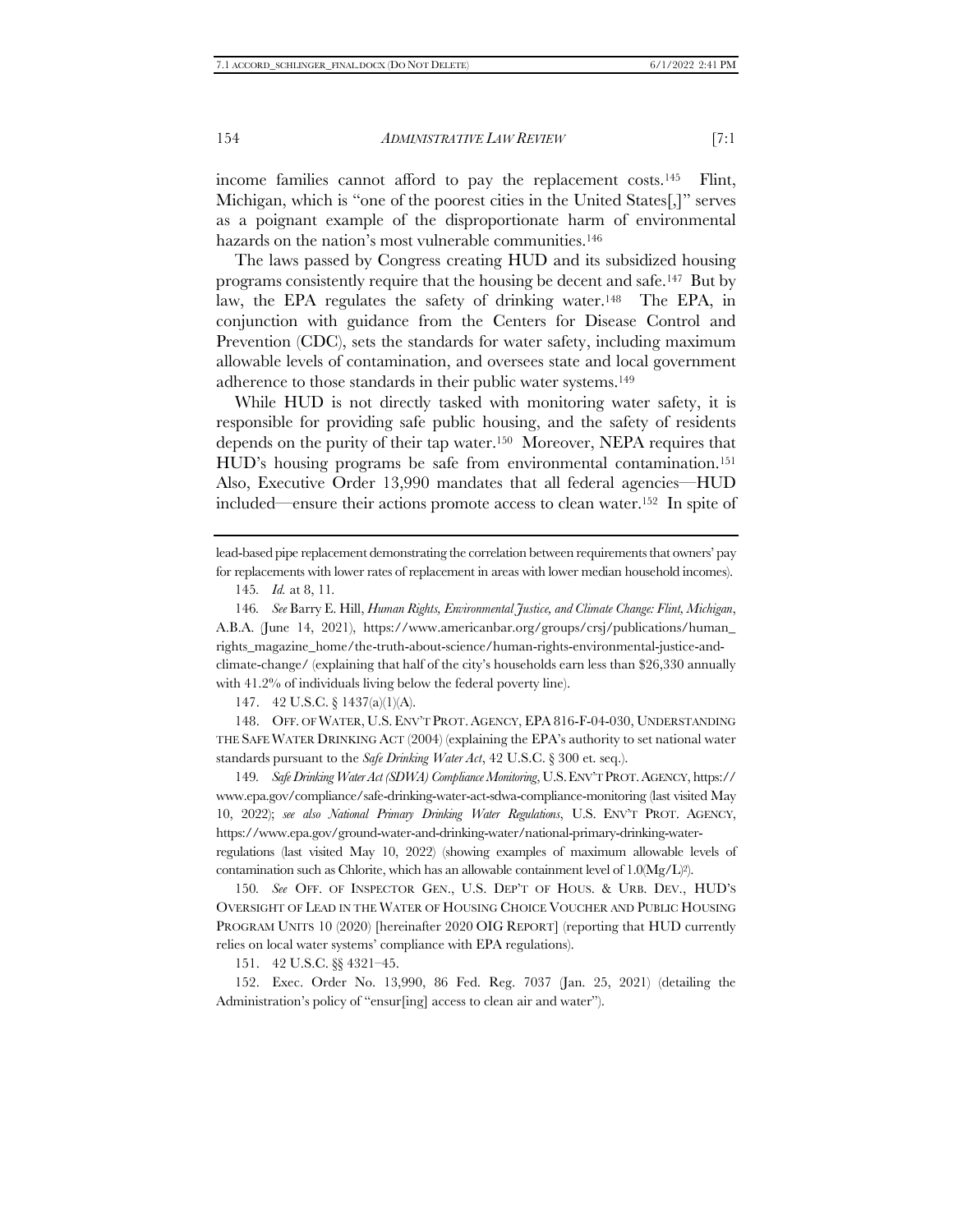income families cannot afford to pay the replacement costs.[145] Flint, Michigan, which is "one of the poorest cities in the United States[,]" serves as a poignant example of the disproportionate harm of environmental hazards on the nation's most vulnerable communities.[146]

The laws passed by Congress creating HUD and its subsidized housing programs consistently require that the housing be decent and safe.[147] But by law, the EPA regulates the safety of drinking water.[148] The EPA, in conjunction with guidance from the Centers for Disease Control and Prevention (CDC), sets the standards for water safety, including maximum allowable levels of contamination, and oversees state and local government adherence to those standards in their public water systems.[149]

While HUD is not directly tasked with monitoring water safety, it is responsible for providing safe public housing, and the safety of residents depends on the purity of their tap water.[150] Moreover, NEPA requires that HUD's housing programs be safe from environmental contamination.[151] Also, Executive Order 13,990 mandates that all federal agencies—HUD included—ensure their actions promote access to clean water.[152] In spite of

---

lead-based pipe replacement demonstrating the correlation between requirements that owners' pay for replacements with lower rates of replacement in areas with lower median household incomes).

145. *Id.* at 8, 11.

146. *See* Barry E. Hill, *Human Rights, Environmental Justice, and Climate Change: Flint, Michigan*, A.B.A. (June 14, 2021), https://www.americanbar.org/groups/crsj/publications/human_rights_magazine_home/the-truth-about-science/human-rights-environmental-justice-and-climate-change/ (explaining that half of the city's households earn less than $26,330 annually with 41.2% of individuals living below the federal poverty line).

147. 42 U.S.C. § 1437(a)(1)(A).

148. OFF. OF WATER, U.S. ENV'T PROT. AGENCY, EPA 816-F-04-030, UNDERSTANDING THE SAFE WATER DRINKING ACT (2004) (explaining the EPA's authority to set national water standards pursuant to the *Safe Drinking Water Act*, 42 U.S.C. § 300 et. seq.).

149. *Safe Drinking Water Act (SDWA) Compliance Monitoring*, U.S. ENV'T PROT. AGENCY, https://www.epa.gov/compliance/safe-drinking-water-act-sdwa-compliance-monitoring (last visited May 10, 2022); *see also National Primary Drinking Water Regulations*, U.S. ENV'T PROT. AGENCY, https://www.epa.gov/ground-water-and-drinking-water/national-primary-drinking-water-regulations (last visited May 10, 2022) (showing examples of maximum allowable levels of contamination such as Chlorite, which has an allowable containment level of 1.0(Mg/L)[2]).

150. *See* OFF. OF INSPECTOR GEN., U.S. DEP'T OF HOUS. & URB. DEV., HUD'S OVERSIGHT OF LEAD IN THE WATER OF HOUSING CHOICE VOUCHER AND PUBLIC HOUSING PROGRAM UNITS 10 (2020) [hereinafter 2020 OIG REPORT] (reporting that HUD currently relies on local water systems' compliance with EPA regulations).

151. 42 U.S.C. §§ 4321–45.

152. Exec. Order No. 13,990, 86 Fed. Reg. 7037 (Jan. 25, 2021) (detailing the Administration's policy of "ensur[ing] access to clean air and water").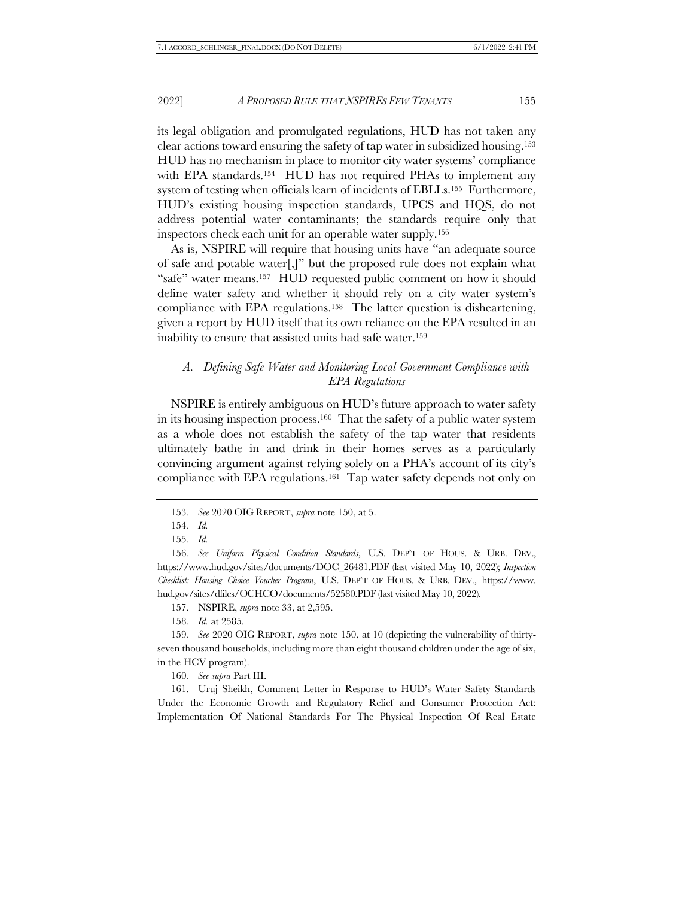its legal obligation and promulgated regulations, HUD has not taken any clear actions toward ensuring the safety of tap water in subsidized housing.[153] HUD has no mechanism in place to monitor city water systems' compliance with EPA standards.[154] HUD has not required PHAs to implement any system of testing when officials learn of incidents of EBLLs.[155] Furthermore, HUD's existing housing inspection standards, UPCS and HQS, do not address potential water contaminants; the standards require only that inspectors check each unit for an operable water supply.[156]

As is, NSPIRE will require that housing units have "an adequate source of safe and potable water[,]" but the proposed rule does not explain what "safe" water means.[157] HUD requested public comment on how it should define water safety and whether it should rely on a city water system's compliance with EPA regulations.[158] The latter question is disheartening, given a report by HUD itself that its own reliance on the EPA resulted in an inability to ensure that assisted units had safe water.[159]

### *A. Defining Safe Water and Monitoring Local Government Compliance with EPA Regulations*

NSPIRE is entirely ambiguous on HUD's future approach to water safety in its housing inspection process.[160] That the safety of a public water system as a whole does not establish the safety of the tap water that residents ultimately bathe in and drink in their homes serves as a particularly convincing argument against relying solely on a PHA's account of its city's compliance with EPA regulations.[161] Tap water safety depends not only on

---

153. *See* 2020 OIG REPORT, *supra* note 150, at 5.

154. *Id.*

155. *Id.*

156. *See Uniform Physical Condition Standards*, U.S. DEP'T OF HOUS. & URB. DEV., https://www.hud.gov/sites/documents/DOC_26481.PDF (last visited May 10, 2022); *Inspection Checklist: Housing Choice Voucher Program*, U.S. DEP'T OF HOUS. & URB. DEV., https://www.hud.gov/sites/dfiles/OCHCO/documents/52580.PDF (last visited May 10, 2022).

157. NSPIRE, *supra* note 33, at 2,595.

158. *Id.* at 2585.

159. *See* 2020 OIG REPORT, *supra* note 150, at 10 (depicting the vulnerability of thirty-seven thousand households, including more than eight thousand children under the age of six, in the HCV program).

160. *See supra* Part III.

161. Uruj Sheikh, Comment Letter in Response to HUD's Water Safety Standards Under the Economic Growth and Regulatory Relief and Consumer Protection Act: Implementation Of National Standards For The Physical Inspection Of Real Estate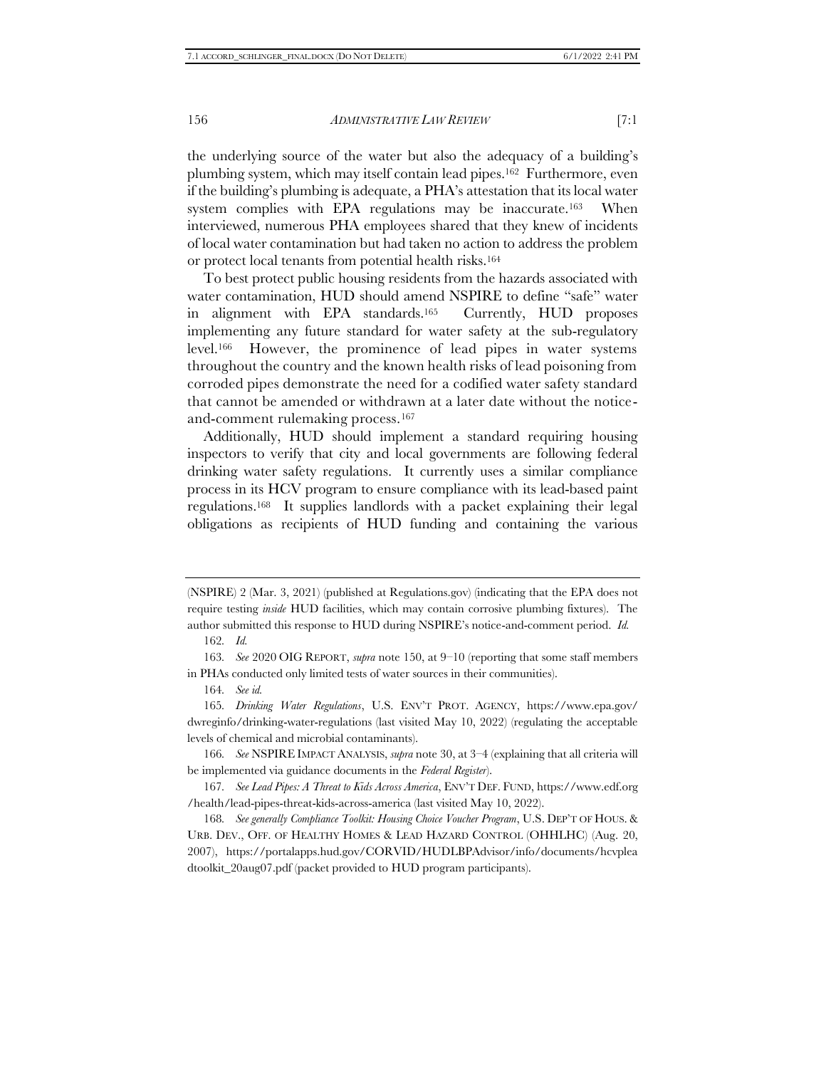the underlying source of the water but also the adequacy of a building's plumbing system, which may itself contain lead pipes.[162] Furthermore, even if the building's plumbing is adequate, a PHA's attestation that its local water system complies with EPA regulations may be inaccurate.[163] When interviewed, numerous PHA employees shared that they knew of incidents of local water contamination but had taken no action to address the problem or protect local tenants from potential health risks.[164]

To best protect public housing residents from the hazards associated with water contamination, HUD should amend NSPIRE to define "safe" water in alignment with EPA standards.[165] Currently, HUD proposes implementing any future standard for water safety at the sub-regulatory level.[166] However, the prominence of lead pipes in water systems throughout the country and the known health risks of lead poisoning from corroded pipes demonstrate the need for a codified water safety standard that cannot be amended or withdrawn at a later date without the notice-and-comment rulemaking process.[167]

Additionally, HUD should implement a standard requiring housing inspectors to verify that city and local governments are following federal drinking water safety regulations. It currently uses a similar compliance process in its HCV program to ensure compliance with its lead-based paint regulations.[168] It supplies landlords with a packet explaining their legal obligations as recipients of HUD funding and containing the various

---

(NSPIRE) 2 (Mar. 3, 2021) (published at Regulations.gov) (indicating that the EPA does not require testing *inside* HUD facilities, which may contain corrosive plumbing fixtures). The author submitted this response to HUD during NSPIRE's notice-and-comment period. *Id.*

162. *Id.*

163. *See* 2020 OIG REPORT, *supra* note 150, at 9–10 (reporting that some staff members in PHAs conducted only limited tests of water sources in their communities).

164. *See id.*

165. *Drinking Water Regulations*, U.S. ENV'T PROT. AGENCY, https://www.epa.gov/dwreginfo/drinking-water-regulations (last visited May 10, 2022) (regulating the acceptable levels of chemical and microbial contaminants).

166. *See* NSPIRE IMPACT ANALYSIS, *supra* note 30, at 3–4 (explaining that all criteria will be implemented via guidance documents in the *Federal Register*).

167. *See Lead Pipes: A Threat to Kids Across America*, ENV'T DEF. FUND, https://www.edf.org/health/lead-pipes-threat-kids-across-america (last visited May 10, 2022).

168. *See generally Compliance Toolkit: Housing Choice Voucher Program*, U.S. DEP'T OF HOUS. & URB. DEV., OFF. OF HEALTHY HOMES & LEAD HAZARD CONTROL (OHHLHC) (Aug. 20, 2007), https://portalapps.hud.gov/CORVID/HUDLBPAdvisor/info/documents/hcvpleadtoolkit_20aug07.pdf (packet provided to HUD program participants).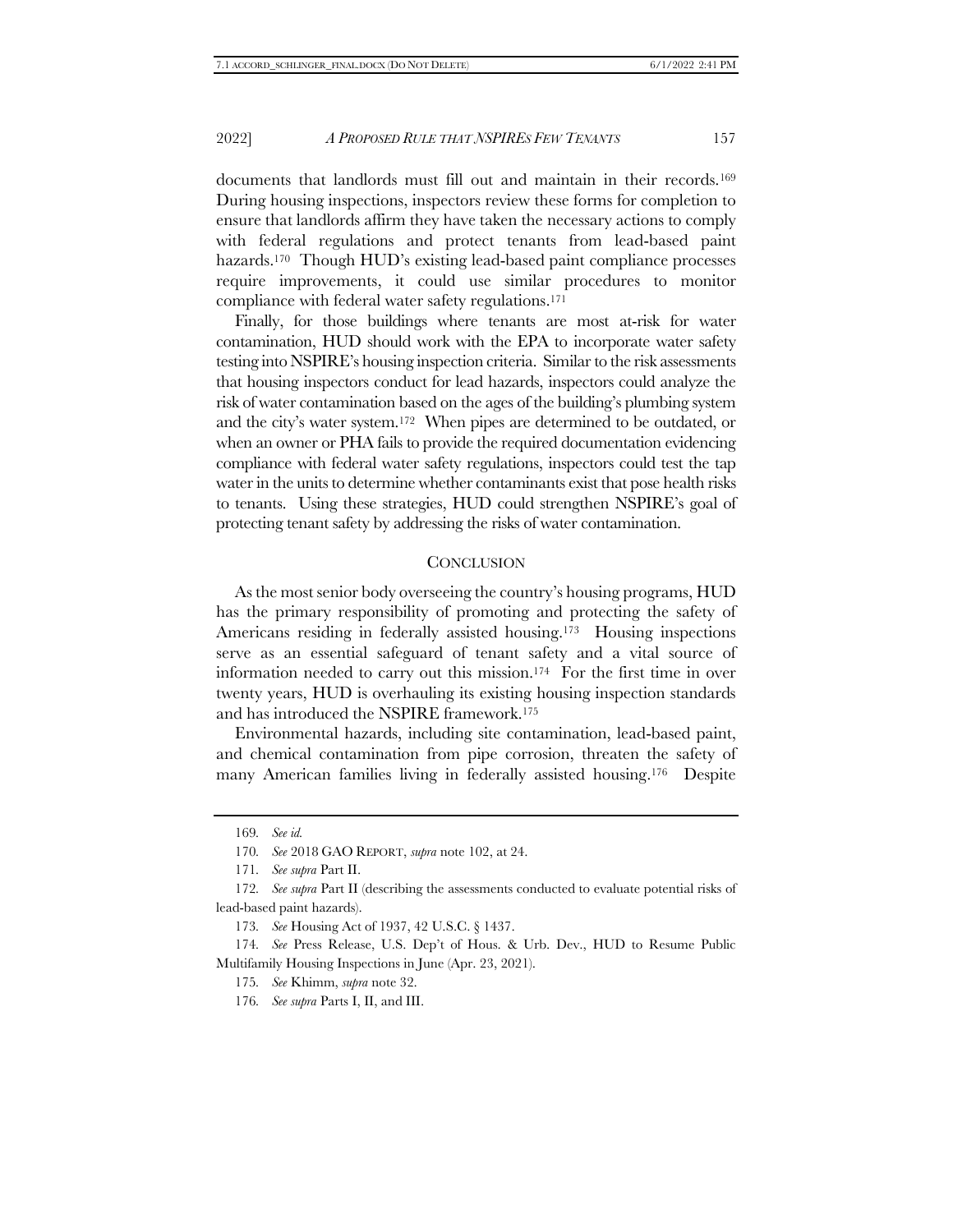documents that landlords must fill out and maintain in their records.[169] During housing inspections, inspectors review these forms for completion to ensure that landlords affirm they have taken the necessary actions to comply with federal regulations and protect tenants from lead-based paint hazards.[170] Though HUD's existing lead-based paint compliance processes require improvements, it could use similar procedures to monitor compliance with federal water safety regulations.[171]

Finally, for those buildings where tenants are most at-risk for water contamination, HUD should work with the EPA to incorporate water safety testing into NSPIRE's housing inspection criteria. Similar to the risk assessments that housing inspectors conduct for lead hazards, inspectors could analyze the risk of water contamination based on the ages of the building's plumbing system and the city's water system.[172] When pipes are determined to be outdated, or when an owner or PHA fails to provide the required documentation evidencing compliance with federal water safety regulations, inspectors could test the tap water in the units to determine whether contaminants exist that pose health risks to tenants. Using these strategies, HUD could strengthen NSPIRE's goal of protecting tenant safety by addressing the risks of water contamination.

## CONCLUSION

As the most senior body overseeing the country's housing programs, HUD has the primary responsibility of promoting and protecting the safety of Americans residing in federally assisted housing.[173] Housing inspections serve as an essential safeguard of tenant safety and a vital source of information needed to carry out this mission.[174] For the first time in over twenty years, HUD is overhauling its existing housing inspection standards and has introduced the NSPIRE framework.[175]

Environmental hazards, including site contamination, lead-based paint, and chemical contamination from pipe corrosion, threaten the safety of many American families living in federally assisted housing.[176] Despite

---

169. *See id.*

170. *See* 2018 GAO REPORT, *supra* note 102, at 24.

171. *See supra* Part II.

172. *See supra* Part II (describing the assessments conducted to evaluate potential risks of lead-based paint hazards).

173. *See* Housing Act of 1937, 42 U.S.C. § 1437.

174. *See* Press Release, U.S. Dep't of Hous. & Urb. Dev., HUD to Resume Public Multifamily Housing Inspections in June (Apr. 23, 2021).

175. *See* Khimm, *supra* note 32.

176. *See supra* Parts I, II, and III.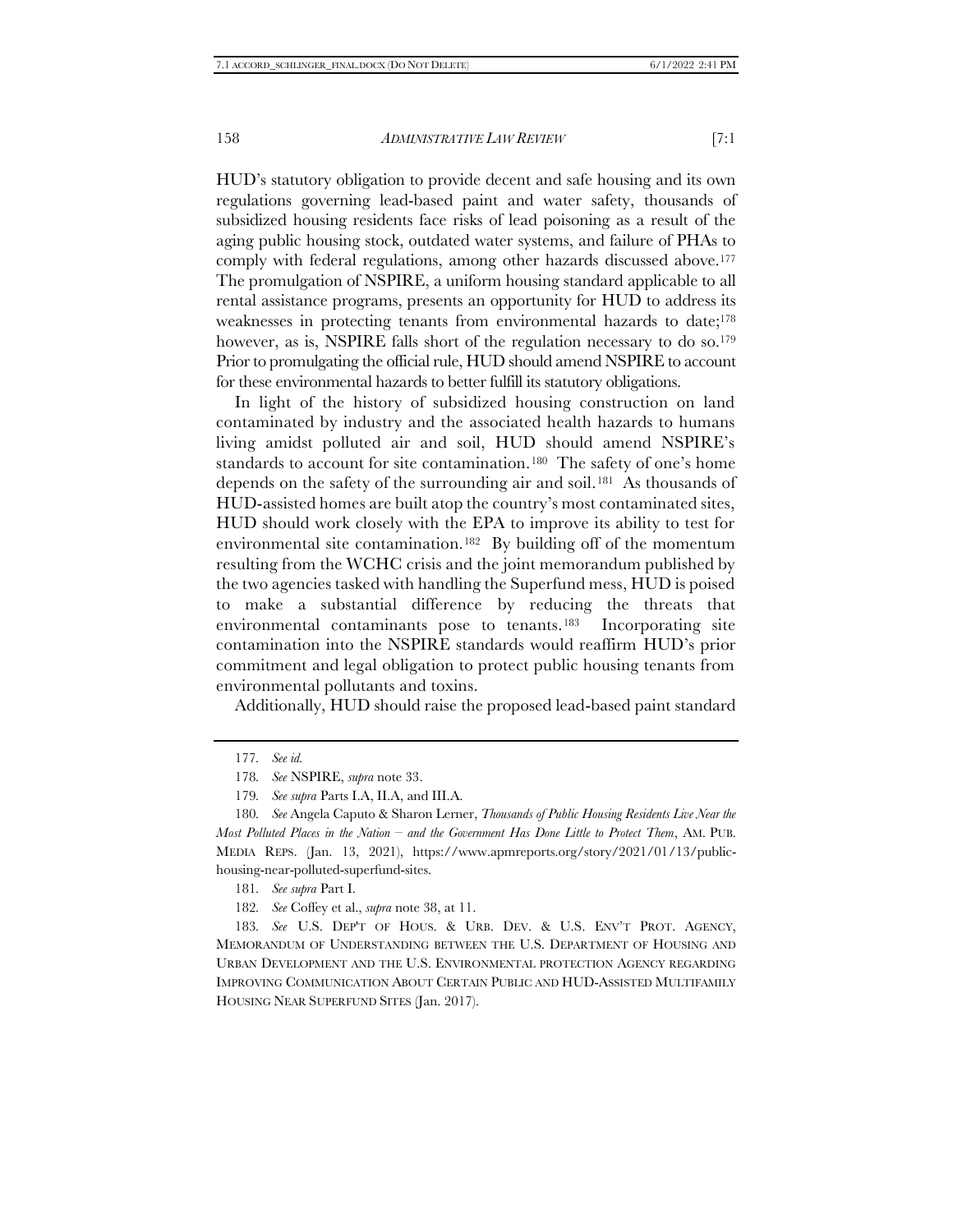HUD's statutory obligation to provide decent and safe housing and its own regulations governing lead-based paint and water safety, thousands of subsidized housing residents face risks of lead poisoning as a result of the aging public housing stock, outdated water systems, and failure of PHAs to comply with federal regulations, among other hazards discussed above.[177] The promulgation of NSPIRE, a uniform housing standard applicable to all rental assistance programs, presents an opportunity for HUD to address its weaknesses in protecting tenants from environmental hazards to date;[178] however, as is, NSPIRE falls short of the regulation necessary to do so.[179] Prior to promulgating the official rule, HUD should amend NSPIRE to account for these environmental hazards to better fulfill its statutory obligations.

In light of the history of subsidized housing construction on land contaminated by industry and the associated health hazards to humans living amidst polluted air and soil, HUD should amend NSPIRE's standards to account for site contamination.[180] The safety of one's home depends on the safety of the surrounding air and soil.[181] As thousands of HUD-assisted homes are built atop the country's most contaminated sites, HUD should work closely with the EPA to improve its ability to test for environmental site contamination.[182] By building off of the momentum resulting from the WCHC crisis and the joint memorandum published by the two agencies tasked with handling the Superfund mess, HUD is poised to make a substantial difference by reducing the threats that environmental contaminants pose to tenants.[183] Incorporating site contamination into the NSPIRE standards would reaffirm HUD's prior commitment and legal obligation to protect public housing tenants from environmental pollutants and toxins.

Additionally, HUD should raise the proposed lead-based paint standard

---

177. *See id.*

178. *See* NSPIRE, *supra* note 33.

179. *See supra* Parts I.A, II.A, and III.A.

180. *See* Angela Caputo & Sharon Lerner, *Thousands of Public Housing Residents Live Near the Most Polluted Places in the Nation – and the Government Has Done Little to Protect Them*, AM. PUB. MEDIA REPS. (Jan. 13, 2021), https://www.apmreports.org/story/2021/01/13/public-housing-near-polluted-superfund-sites.

181. *See supra* Part I.

182. *See* Coffey et al., *supra* note 38, at 11.

183. *See* U.S. DEP'T OF HOUS. & URB. DEV. & U.S. ENV'T PROT. AGENCY, MEMORANDUM OF UNDERSTANDING BETWEEN THE U.S. DEPARTMENT OF HOUSING AND URBAN DEVELOPMENT AND THE U.S. ENVIRONMENTAL PROTECTION AGENCY REGARDING IMPROVING COMMUNICATION ABOUT CERTAIN PUBLIC AND HUD-ASSISTED MULTIFAMILY HOUSING NEAR SUPERFUND SITES (Jan. 2017).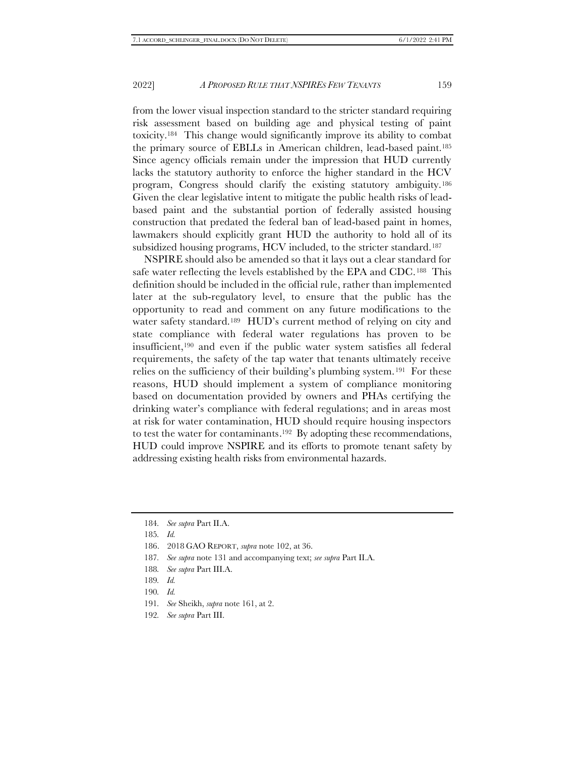from the lower visual inspection standard to the stricter standard requiring risk assessment based on building age and physical testing of paint toxicity.[184] This change would significantly improve its ability to combat the primary source of EBLLs in American children, lead-based paint.[185] Since agency officials remain under the impression that HUD currently lacks the statutory authority to enforce the higher standard in the HCV program, Congress should clarify the existing statutory ambiguity.[186] Given the clear legislative intent to mitigate the public health risks of lead-based paint and the substantial portion of federally assisted housing construction that predated the federal ban of lead-based paint in homes, lawmakers should explicitly grant HUD the authority to hold all of its subsidized housing programs, HCV included, to the stricter standard.[187]

NSPIRE should also be amended so that it lays out a clear standard for safe water reflecting the levels established by the EPA and CDC.[188] This definition should be included in the official rule, rather than implemented later at the sub-regulatory level, to ensure that the public has the opportunity to read and comment on any future modifications to the water safety standard.[189] HUD's current method of relying on city and state compliance with federal water regulations has proven to be insufficient,[190] and even if the public water system satisfies all federal requirements, the safety of the tap water that tenants ultimately receive relies on the sufficiency of their building's plumbing system.[191] For these reasons, HUD should implement a system of compliance monitoring based on documentation provided by owners and PHAs certifying the drinking water's compliance with federal regulations; and in areas most at risk for water contamination, HUD should require housing inspectors to test the water for contaminants.[192] By adopting these recommendations, HUD could improve NSPIRE and its efforts to promote tenant safety by addressing existing health risks from environmental hazards.

---

184. *See supra* Part II.A.

185. *Id.*

186. 2018 GAO REPORT, *supra* note 102, at 36.

187. *See supra* note 131 and accompanying text; *see supra* Part II.A.

188. *See supra* Part III.A.

189. *Id.*

190. *Id.*

191. *See* Sheikh, *supra* note 161, at 2.

192. *See supra* Part III.